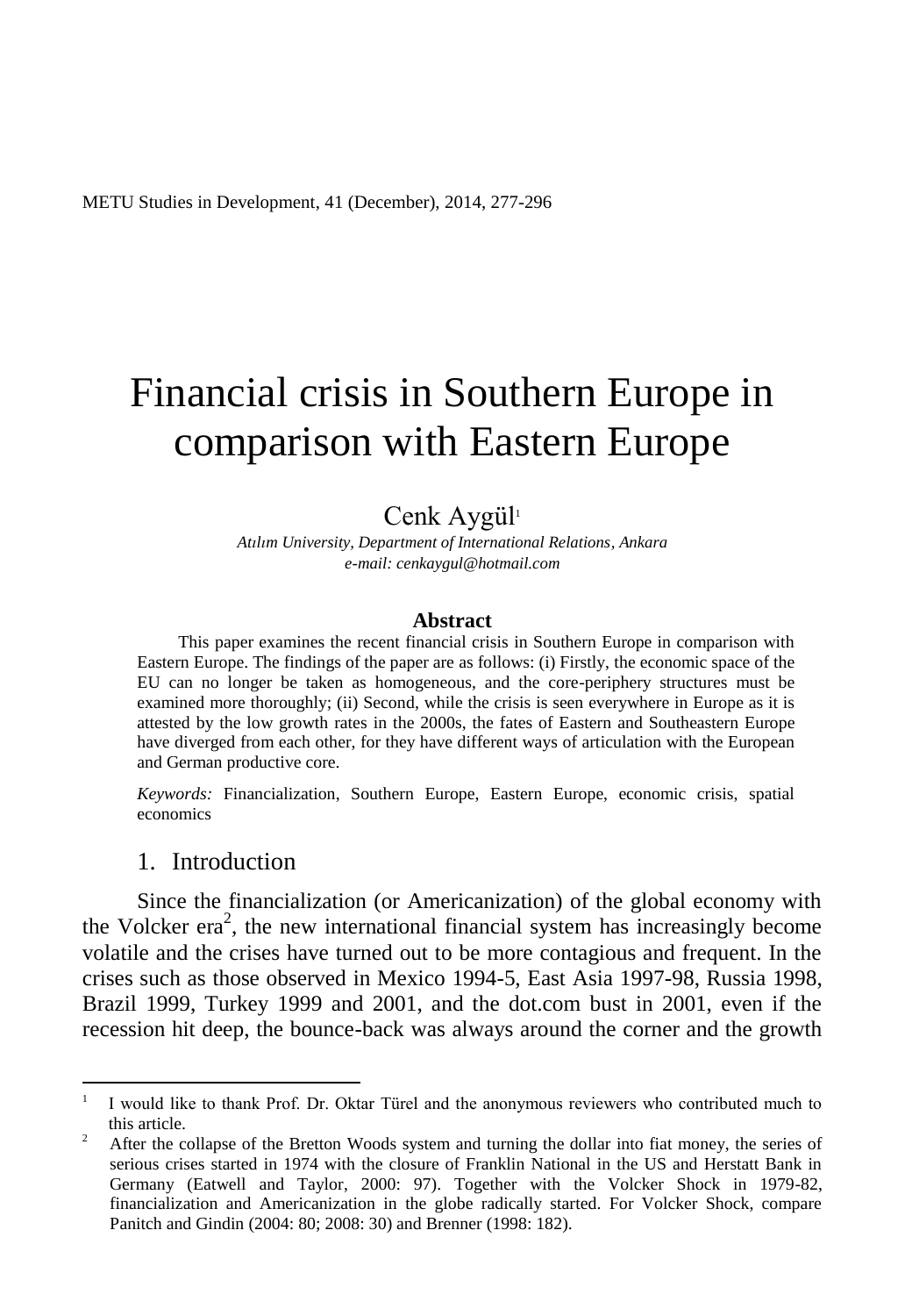# Financial crisis in Southern Europe in comparison with Eastern Europe

Cenk Aygül[1]

*Atılım University, Department of International Relations, Ankara*
*e-mail: cenkaygul@hotmail.com*

### Abstract

This paper examines the recent financial crisis in Southern Europe in comparison with Eastern Europe. The findings of the paper are as follows: (i) Firstly, the economic space of the EU can no longer be taken as homogeneous, and the core-periphery structures must be examined more thoroughly; (ii) Second, while the crisis is seen everywhere in Europe as it is attested by the low growth rates in the 2000s, the fates of Eastern and Southeastern Europe have diverged from each other, for they have different ways of articulation with the European and German productive core.

*Keywords:* Financialization, Southern Europe, Eastern Europe, economic crisis, spatial economics

## 1. Introduction

Since the financialization (or Americanization) of the global economy with the Volcker era[2], the new international financial system has increasingly become volatile and the crises have turned out to be more contagious and frequent. In the crises such as those observed in Mexico 1994-5, East Asia 1997-98, Russia 1998, Brazil 1999, Turkey 1999 and 2001, and the dot.com bust in 2001, even if the recession hit deep, the bounce-back was always around the corner and the growth

---

[1] I would like to thank Prof. Dr. Oktar Türel and the anonymous reviewers who contributed much to this article.

[2] After the collapse of the Bretton Woods system and turning the dollar into fiat money, the series of serious crises started in 1974 with the closure of Franklin National in the US and Herstatt Bank in Germany (Eatwell and Taylor, 2000: 97). Together with the Volcker Shock in 1979-82, financialization and Americanization in the globe radically started. For Volcker Shock, compare Panitch and Gindin (2004: 80; 2008: 30) and Brenner (1998: 182).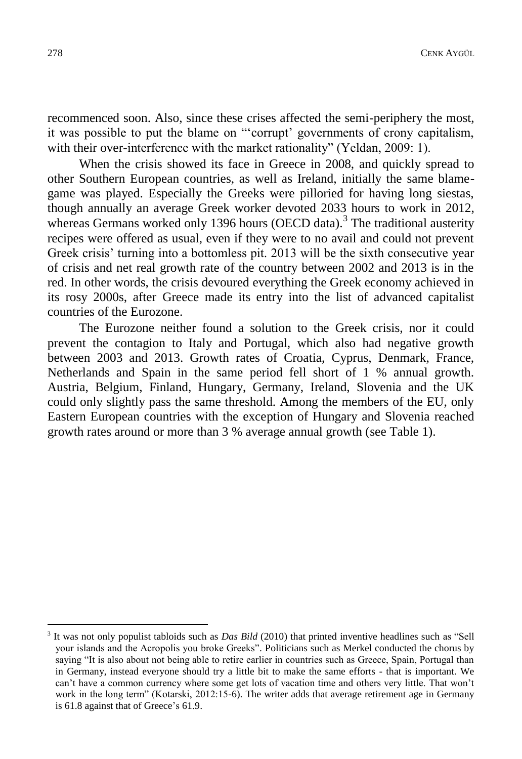recommenced soon. Also, since these crises affected the semi-periphery the most, it was possible to put the blame on "'corrupt' governments of crony capitalism, with their over-interference with the market rationality" (Yeldan, 2009: 1).

When the crisis showed its face in Greece in 2008, and quickly spread to other Southern European countries, as well as Ireland, initially the same blame-game was played. Especially the Greeks were pilloried for having long siestas, though annually an average Greek worker devoted 2033 hours to work in 2012, whereas Germans worked only 1396 hours (OECD data).[3] The traditional austerity recipes were offered as usual, even if they were to no avail and could not prevent Greek crisis' turning into a bottomless pit. 2013 will be the sixth consecutive year of crisis and net real growth rate of the country between 2002 and 2013 is in the red. In other words, the crisis devoured everything the Greek economy achieved in its rosy 2000s, after Greece made its entry into the list of advanced capitalist countries of the Eurozone.

The Eurozone neither found a solution to the Greek crisis, nor it could prevent the contagion to Italy and Portugal, which also had negative growth between 2003 and 2013. Growth rates of Croatia, Cyprus, Denmark, France, Netherlands and Spain in the same period fell short of 1 % annual growth. Austria, Belgium, Finland, Hungary, Germany, Ireland, Slovenia and the UK could only slightly pass the same threshold. Among the members of the EU, only Eastern European countries with the exception of Hungary and Slovenia reached growth rates around or more than 3 % average annual growth (see Table 1).

---

[3] It was not only populist tabloids such as *Das Bild* (2010) that printed inventive headlines such as "Sell your islands and the Acropolis you broke Greeks". Politicians such as Merkel conducted the chorus by saying "It is also about not being able to retire earlier in countries such as Greece, Spain, Portugal than in Germany, instead everyone should try a little bit to make the same efforts - that is important. We can't have a common currency where some get lots of vacation time and others very little. That won't work in the long term" (Kotarski, 2012:15-6). The writer adds that average retirement age in Germany is 61.8 against that of Greece's 61.9.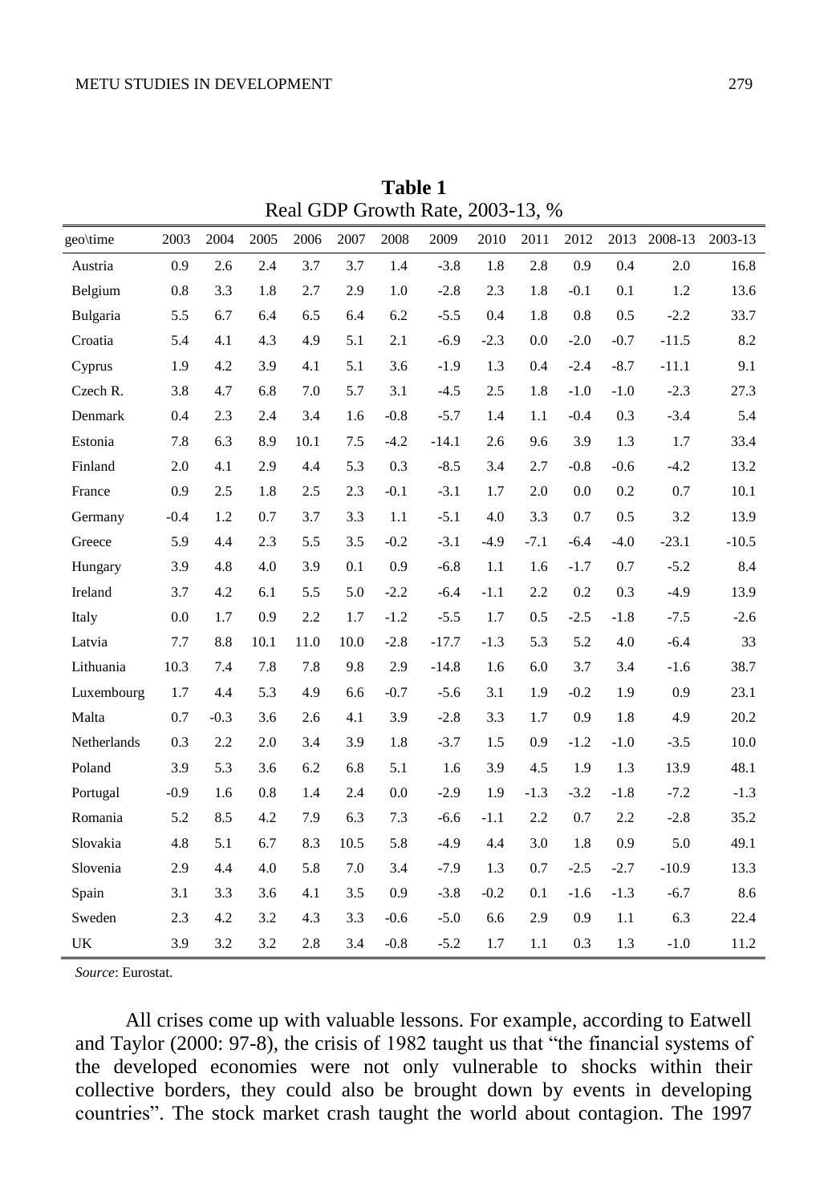**Table 1**
Real GDP Growth Rate, 2003-13, %

| geo\time | 2003 | 2004 | 2005 | 2006 | 2007 | 2008 | 2009 | 2010 | 2011 | 2012 | 2013 | 2008-13 | 2003-13 |
|---|---|---|---|---|---|---|---|---|---|---|---|---|---|
| Austria | 0.9 | 2.6 | 2.4 | 3.7 | 3.7 | 1.4 | -3.8 | 1.8 | 2.8 | 0.9 | 0.4 | 2.0 | 16.8 |
| Belgium | 0.8 | 3.3 | 1.8 | 2.7 | 2.9 | 1.0 | -2.8 | 2.3 | 1.8 | -0.1 | 0.1 | 1.2 | 13.6 |
| Bulgaria | 5.5 | 6.7 | 6.4 | 6.5 | 6.4 | 6.2 | -5.5 | 0.4 | 1.8 | 0.8 | 0.5 | -2.2 | 33.7 |
| Croatia | 5.4 | 4.1 | 4.3 | 4.9 | 5.1 | 2.1 | -6.9 | -2.3 | 0.0 | -2.0 | -0.7 | -11.5 | 8.2 |
| Cyprus | 1.9 | 4.2 | 3.9 | 4.1 | 5.1 | 3.6 | -1.9 | 1.3 | 0.4 | -2.4 | -8.7 | -11.1 | 9.1 |
| Czech R. | 3.8 | 4.7 | 6.8 | 7.0 | 5.7 | 3.1 | -4.5 | 2.5 | 1.8 | -1.0 | -1.0 | -2.3 | 27.3 |
| Denmark | 0.4 | 2.3 | 2.4 | 3.4 | 1.6 | -0.8 | -5.7 | 1.4 | 1.1 | -0.4 | 0.3 | -3.4 | 5.4 |
| Estonia | 7.8 | 6.3 | 8.9 | 10.1 | 7.5 | -4.2 | -14.1 | 2.6 | 9.6 | 3.9 | 1.3 | 1.7 | 33.4 |
| Finland | 2.0 | 4.1 | 2.9 | 4.4 | 5.3 | 0.3 | -8.5 | 3.4 | 2.7 | -0.8 | -0.6 | -4.2 | 13.2 |
| France | 0.9 | 2.5 | 1.8 | 2.5 | 2.3 | -0.1 | -3.1 | 1.7 | 2.0 | 0.0 | 0.2 | 0.7 | 10.1 |
| Germany | -0.4 | 1.2 | 0.7 | 3.7 | 3.3 | 1.1 | -5.1 | 4.0 | 3.3 | 0.7 | 0.5 | 3.2 | 13.9 |
| Greece | 5.9 | 4.4 | 2.3 | 5.5 | 3.5 | -0.2 | -3.1 | -4.9 | -7.1 | -6.4 | -4.0 | -23.1 | -10.5 |
| Hungary | 3.9 | 4.8 | 4.0 | 3.9 | 0.1 | 0.9 | -6.8 | 1.1 | 1.6 | -1.7 | 0.7 | -5.2 | 8.4 |
| Ireland | 3.7 | 4.2 | 6.1 | 5.5 | 5.0 | -2.2 | -6.4 | -1.1 | 2.2 | 0.2 | 0.3 | -4.9 | 13.9 |
| Italy | 0.0 | 1.7 | 0.9 | 2.2 | 1.7 | -1.2 | -5.5 | 1.7 | 0.5 | -2.5 | -1.8 | -7.5 | -2.6 |
| Latvia | 7.7 | 8.8 | 10.1 | 11.0 | 10.0 | -2.8 | -17.7 | -1.3 | 5.3 | 5.2 | 4.0 | -6.4 | 33 |
| Lithuania | 10.3 | 7.4 | 7.8 | 7.8 | 9.8 | 2.9 | -14.8 | 1.6 | 6.0 | 3.7 | 3.4 | -1.6 | 38.7 |
| Luxembourg | 1.7 | 4.4 | 5.3 | 4.9 | 6.6 | -0.7 | -5.6 | 3.1 | 1.9 | -0.2 | 1.9 | 0.9 | 23.1 |
| Malta | 0.7 | -0.3 | 3.6 | 2.6 | 4.1 | 3.9 | -2.8 | 3.3 | 1.7 | 0.9 | 1.8 | 4.9 | 20.2 |
| Netherlands | 0.3 | 2.2 | 2.0 | 3.4 | 3.9 | 1.8 | -3.7 | 1.5 | 0.9 | -1.2 | -1.0 | -3.5 | 10.0 |
| Poland | 3.9 | 5.3 | 3.6 | 6.2 | 6.8 | 5.1 | 1.6 | 3.9 | 4.5 | 1.9 | 1.3 | 13.9 | 48.1 |
| Portugal | -0.9 | 1.6 | 0.8 | 1.4 | 2.4 | 0.0 | -2.9 | 1.9 | -1.3 | -3.2 | -1.8 | -7.2 | -1.3 |
| Romania | 5.2 | 8.5 | 4.2 | 7.9 | 6.3 | 7.3 | -6.6 | -1.1 | 2.2 | 0.7 | 2.2 | -2.8 | 35.2 |
| Slovakia | 4.8 | 5.1 | 6.7 | 8.3 | 10.5 | 5.8 | -4.9 | 4.4 | 3.0 | 1.8 | 0.9 | 5.0 | 49.1 |
| Slovenia | 2.9 | 4.4 | 4.0 | 5.8 | 7.0 | 3.4 | -7.9 | 1.3 | 0.7 | -2.5 | -2.7 | -10.9 | 13.3 |
| Spain | 3.1 | 3.3 | 3.6 | 4.1 | 3.5 | 0.9 | -3.8 | -0.2 | 0.1 | -1.6 | -1.3 | -6.7 | 8.6 |
| Sweden | 2.3 | 4.2 | 3.2 | 4.3 | 3.3 | -0.6 | -5.0 | 6.6 | 2.9 | 0.9 | 1.1 | 6.3 | 22.4 |
| UK | 3.9 | 3.2 | 3.2 | 2.8 | 3.4 | -0.8 | -5.2 | 1.7 | 1.1 | 0.3 | 1.3 | -1.0 | 11.2 |

*Source*: Eurostat.

All crises come up with valuable lessons. For example, according to Eatwell and Taylor (2000: 97-8), the crisis of 1982 taught us that "the financial systems of the developed economies were not only vulnerable to shocks within their collective borders, they could also be brought down by events in developing countries". The stock market crash taught the world about contagion. The 1997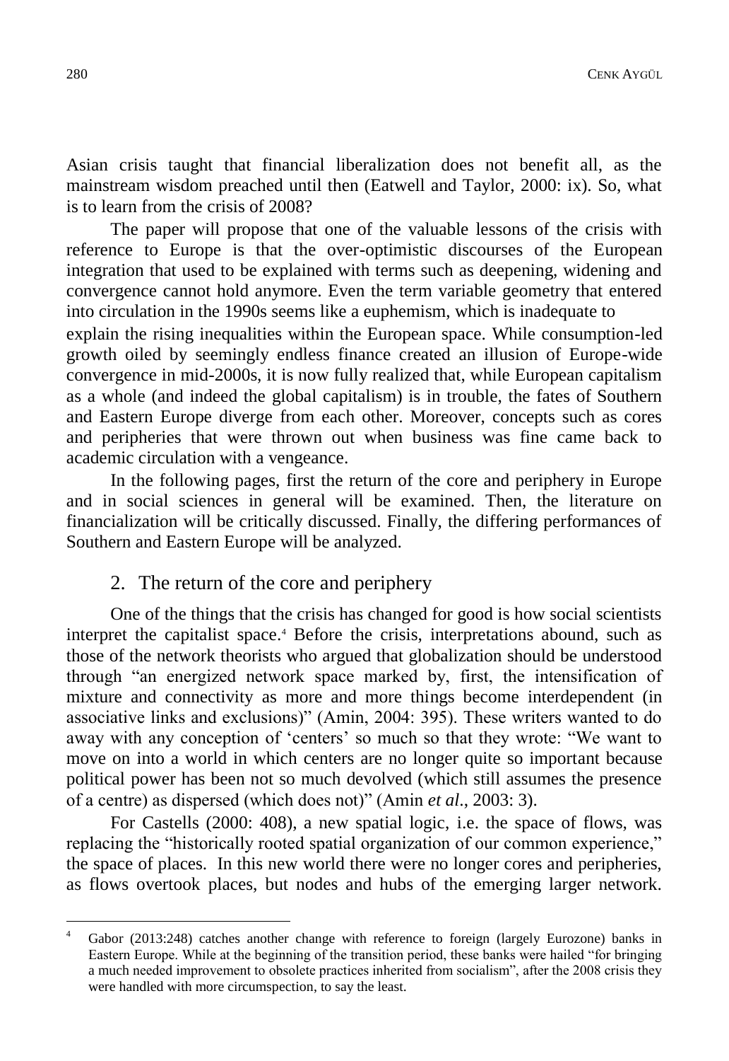Asian crisis taught that financial liberalization does not benefit all, as the mainstream wisdom preached until then (Eatwell and Taylor, 2000: ix). So, what is to learn from the crisis of 2008?

The paper will propose that one of the valuable lessons of the crisis with reference to Europe is that the over-optimistic discourses of the European integration that used to be explained with terms such as deepening, widening and convergence cannot hold anymore. Even the term variable geometry that entered into circulation in the 1990s seems like a euphemism, which is inadequate to explain the rising inequalities within the European space. While consumption-led growth oiled by seemingly endless finance created an illusion of Europe-wide convergence in mid-2000s, it is now fully realized that, while European capitalism as a whole (and indeed the global capitalism) is in trouble, the fates of Southern and Eastern Europe diverge from each other. Moreover, concepts such as cores and peripheries that were thrown out when business was fine came back to academic circulation with a vengeance.

In the following pages, first the return of the core and periphery in Europe and in social sciences in general will be examined. Then, the literature on financialization will be critically discussed. Finally, the differing performances of Southern and Eastern Europe will be analyzed.

## 2. The return of the core and periphery

One of the things that the crisis has changed for good is how social scientists interpret the capitalist space.[4] Before the crisis, interpretations abound, such as those of the network theorists who argued that globalization should be understood through "an energized network space marked by, first, the intensification of mixture and connectivity as more and more things become interdependent (in associative links and exclusions)" (Amin, 2004: 395). These writers wanted to do away with any conception of 'centers' so much so that they wrote: "We want to move on into a world in which centers are no longer quite so important because political power has been not so much devolved (which still assumes the presence of a centre) as dispersed (which does not)" (Amin *et al*., 2003: 3).

For Castells (2000: 408), a new spatial logic, i.e. the space of flows, was replacing the "historically rooted spatial organization of our common experience," the space of places. In this new world there were no longer cores and peripheries, as flows overtook places, but nodes and hubs of the emerging larger network.

---

[4] Gabor (2013:248) catches another change with reference to foreign (largely Eurozone) banks in Eastern Europe. While at the beginning of the transition period, these banks were hailed "for bringing a much needed improvement to obsolete practices inherited from socialism", after the 2008 crisis they were handled with more circumspection, to say the least.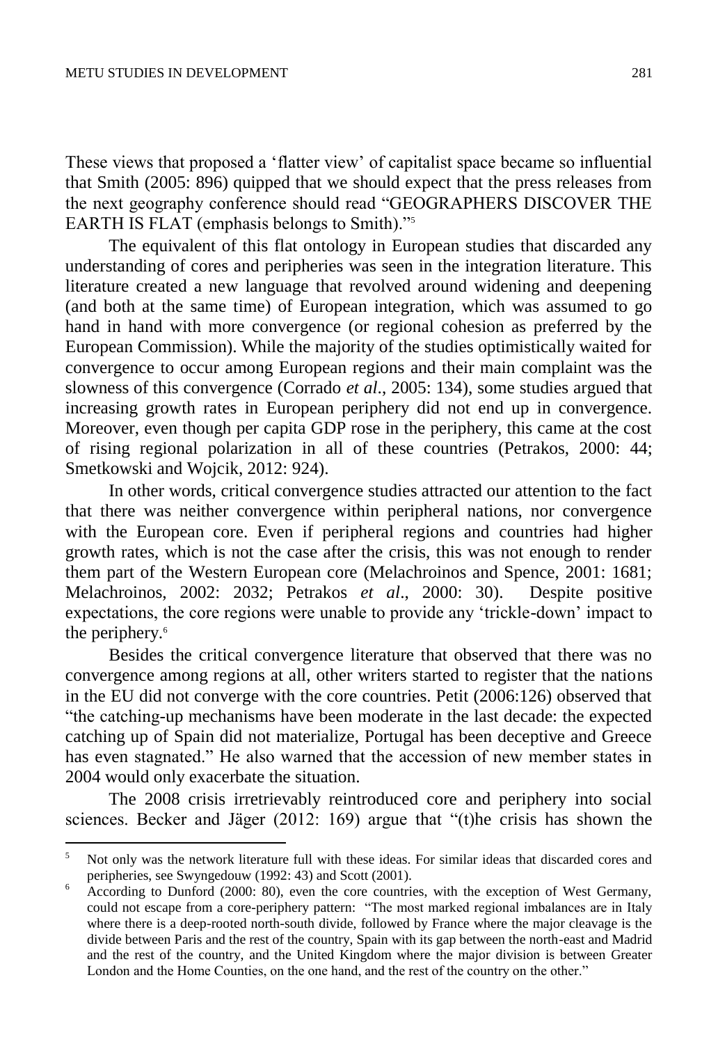These views that proposed a 'flatter view' of capitalist space became so influential that Smith (2005: 896) quipped that we should expect that the press releases from the next geography conference should read "GEOGRAPHERS DISCOVER THE EARTH IS FLAT (emphasis belongs to Smith)."[5]

The equivalent of this flat ontology in European studies that discarded any understanding of cores and peripheries was seen in the integration literature. This literature created a new language that revolved around widening and deepening (and both at the same time) of European integration, which was assumed to go hand in hand with more convergence (or regional cohesion as preferred by the European Commission). While the majority of the studies optimistically waited for convergence to occur among European regions and their main complaint was the slowness of this convergence (Corrado *et al*., 2005: 134), some studies argued that increasing growth rates in European periphery did not end up in convergence. Moreover, even though per capita GDP rose in the periphery, this came at the cost of rising regional polarization in all of these countries (Petrakos, 2000: 44; Smetkowski and Wojcik, 2012: 924).

In other words, critical convergence studies attracted our attention to the fact that there was neither convergence within peripheral nations, nor convergence with the European core. Even if peripheral regions and countries had higher growth rates, which is not the case after the crisis, this was not enough to render them part of the Western European core (Melachroinos and Spence, 2001: 1681; Melachroinos, 2002: 2032; Petrakos *et al*., 2000: 30). Despite positive expectations, the core regions were unable to provide any 'trickle-down' impact to the periphery.[6]

Besides the critical convergence literature that observed that there was no convergence among regions at all, other writers started to register that the nations in the EU did not converge with the core countries. Petit (2006:126) observed that "the catching-up mechanisms have been moderate in the last decade: the expected catching up of Spain did not materialize, Portugal has been deceptive and Greece has even stagnated." He also warned that the accession of new member states in 2004 would only exacerbate the situation.

The 2008 crisis irretrievably reintroduced core and periphery into social sciences. Becker and Jäger (2012: 169) argue that "(t)he crisis has shown the

---

[5] Not only was the network literature full with these ideas. For similar ideas that discarded cores and peripheries, see Swyngedouw (1992: 43) and Scott (2001).

[6] According to Dunford (2000: 80), even the core countries, with the exception of West Germany, could not escape from a core-periphery pattern: "The most marked regional imbalances are in Italy where there is a deep-rooted north-south divide, followed by France where the major cleavage is the divide between Paris and the rest of the country, Spain with its gap between the north-east and Madrid and the rest of the country, and the United Kingdom where the major division is between Greater London and the Home Counties, on the one hand, and the rest of the country on the other."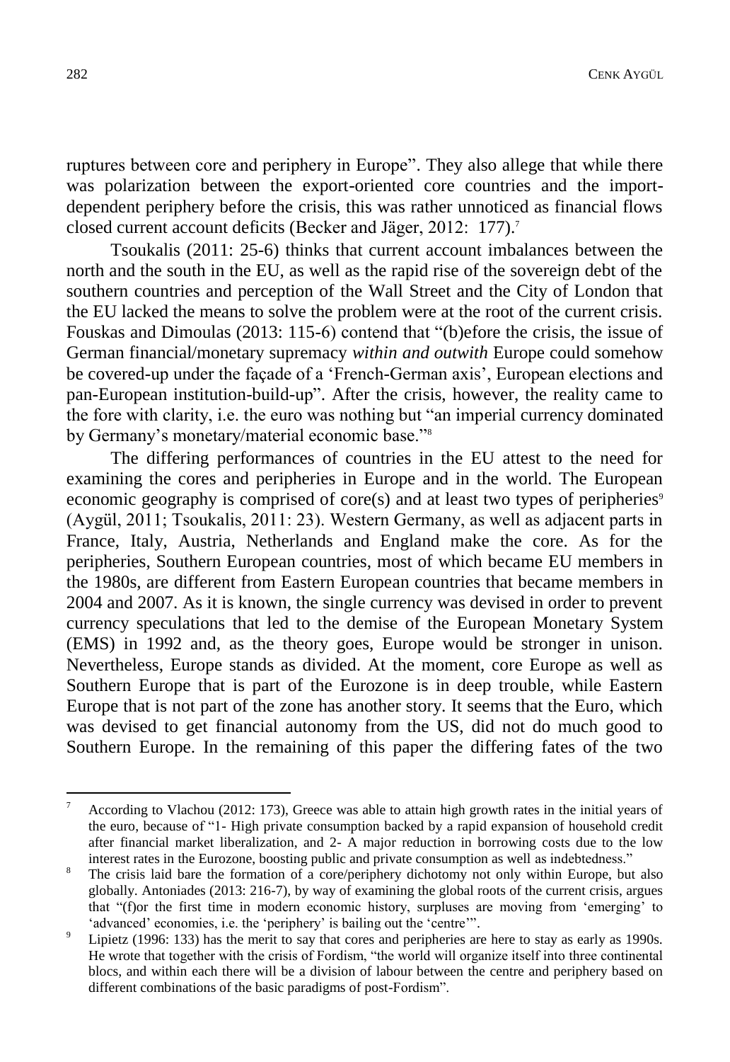ruptures between core and periphery in Europe". They also allege that while there was polarization between the export-oriented core countries and the import-dependent periphery before the crisis, this was rather unnoticed as financial flows closed current account deficits (Becker and Jäger, 2012: 177).[7]

Tsoukalis (2011: 25-6) thinks that current account imbalances between the north and the south in the EU, as well as the rapid rise of the sovereign debt of the southern countries and perception of the Wall Street and the City of London that the EU lacked the means to solve the problem were at the root of the current crisis. Fouskas and Dimoulas (2013: 115-6) contend that "(b)efore the crisis, the issue of German financial/monetary supremacy *within and outwith* Europe could somehow be covered-up under the façade of a 'French-German axis', European elections and pan-European institution-build-up". After the crisis, however, the reality came to the fore with clarity, i.e. the euro was nothing but "an imperial currency dominated by Germany's monetary/material economic base."[8]

The differing performances of countries in the EU attest to the need for examining the cores and peripheries in Europe and in the world. The European economic geography is comprised of core(s) and at least two types of peripheries[9] (Aygül, 2011; Tsoukalis, 2011: 23). Western Germany, as well as adjacent parts in France, Italy, Austria, Netherlands and England make the core. As for the peripheries, Southern European countries, most of which became EU members in the 1980s, are different from Eastern European countries that became members in 2004 and 2007. As it is known, the single currency was devised in order to prevent currency speculations that led to the demise of the European Monetary System (EMS) in 1992 and, as the theory goes, Europe would be stronger in unison. Nevertheless, Europe stands as divided. At the moment, core Europe as well as Southern Europe that is part of the Eurozone is in deep trouble, while Eastern Europe that is not part of the zone has another story. It seems that the Euro, which was devised to get financial autonomy from the US, did not do much good to Southern Europe. In the remaining of this paper the differing fates of the two

---

[7] According to Vlachou (2012: 173), Greece was able to attain high growth rates in the initial years of the euro, because of "1- High private consumption backed by a rapid expansion of household credit after financial market liberalization, and 2- A major reduction in borrowing costs due to the low interest rates in the Eurozone, boosting public and private consumption as well as indebtedness."

[8] The crisis laid bare the formation of a core/periphery dichotomy not only within Europe, but also globally. Antoniades (2013: 216-7), by way of examining the global roots of the current crisis, argues that "(f)or the first time in modern economic history, surpluses are moving from 'emerging' to 'advanced' economies, i.e. the 'periphery' is bailing out the 'centre'".

[9] Lipietz (1996: 133) has the merit to say that cores and peripheries are here to stay as early as 1990s. He wrote that together with the crisis of Fordism, "the world will organize itself into three continental blocs, and within each there will be a division of labour between the centre and periphery based on different combinations of the basic paradigms of post-Fordism".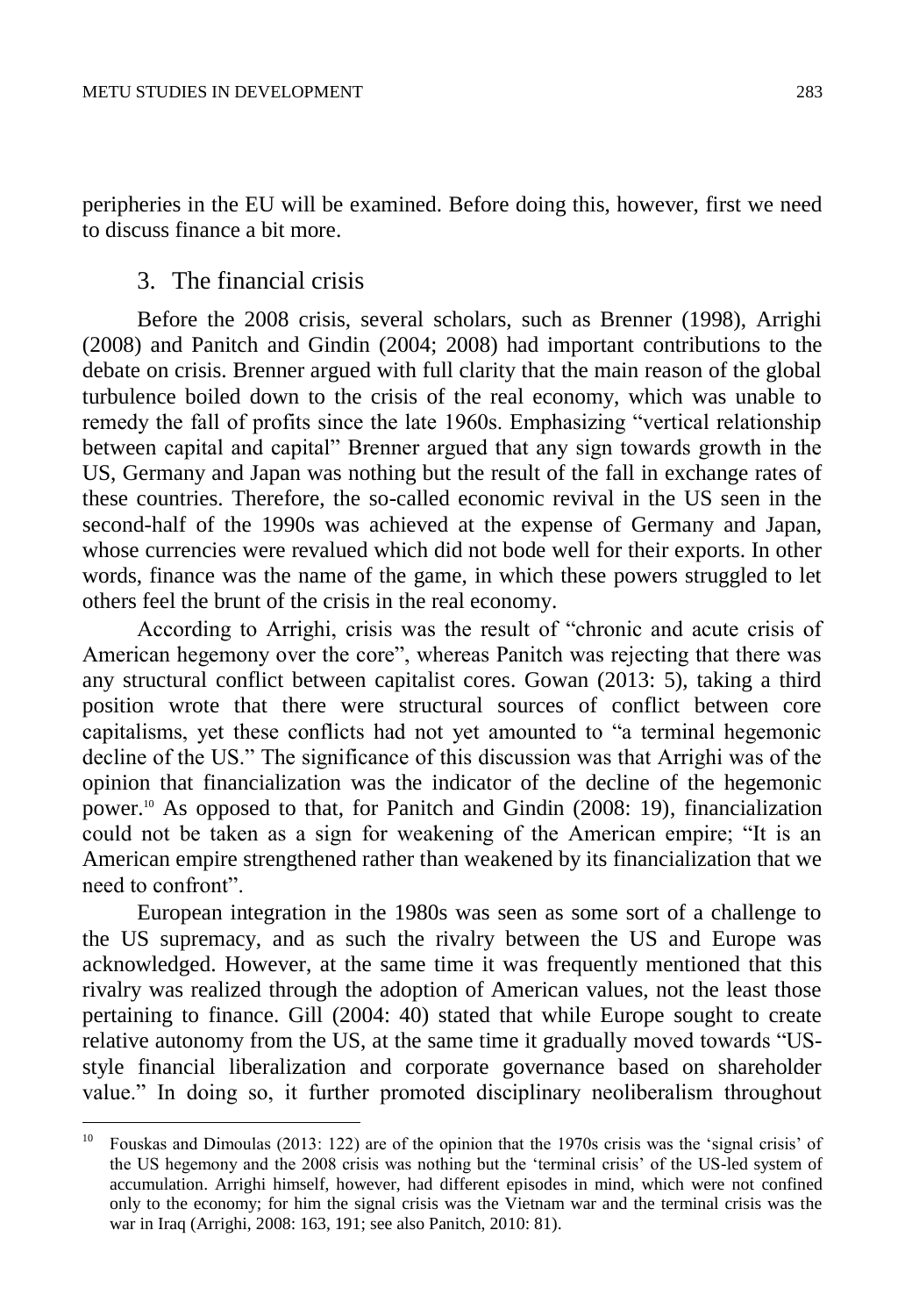peripheries in the EU will be examined. Before doing this, however, first we need to discuss finance a bit more.

## 3. The financial crisis

Before the 2008 crisis, several scholars, such as Brenner (1998), Arrighi (2008) and Panitch and Gindin (2004; 2008) had important contributions to the debate on crisis. Brenner argued with full clarity that the main reason of the global turbulence boiled down to the crisis of the real economy, which was unable to remedy the fall of profits since the late 1960s. Emphasizing "vertical relationship between capital and capital" Brenner argued that any sign towards growth in the US, Germany and Japan was nothing but the result of the fall in exchange rates of these countries. Therefore, the so-called economic revival in the US seen in the second-half of the 1990s was achieved at the expense of Germany and Japan, whose currencies were revalued which did not bode well for their exports. In other words, finance was the name of the game, in which these powers struggled to let others feel the brunt of the crisis in the real economy.

According to Arrighi, crisis was the result of "chronic and acute crisis of American hegemony over the core", whereas Panitch was rejecting that there was any structural conflict between capitalist cores. Gowan (2013: 5), taking a third position wrote that there were structural sources of conflict between core capitalisms, yet these conflicts had not yet amounted to "a terminal hegemonic decline of the US." The significance of this discussion was that Arrighi was of the opinion that financialization was the indicator of the decline of the hegemonic power.[10] As opposed to that, for Panitch and Gindin (2008: 19), financialization could not be taken as a sign for weakening of the American empire; "It is an American empire strengthened rather than weakened by its financialization that we need to confront".

European integration in the 1980s was seen as some sort of a challenge to the US supremacy, and as such the rivalry between the US and Europe was acknowledged. However, at the same time it was frequently mentioned that this rivalry was realized through the adoption of American values, not the least those pertaining to finance. Gill (2004: 40) stated that while Europe sought to create relative autonomy from the US, at the same time it gradually moved towards "US-style financial liberalization and corporate governance based on shareholder value." In doing so, it further promoted disciplinary neoliberalism throughout

[10] Fouskas and Dimoulas (2013: 122) are of the opinion that the 1970s crisis was the 'signal crisis' of the US hegemony and the 2008 crisis was nothing but the 'terminal crisis' of the US-led system of accumulation. Arrighi himself, however, had different episodes in mind, which were not confined only to the economy; for him the signal crisis was the Vietnam war and the terminal crisis was the war in Iraq (Arrighi, 2008: 163, 191; see also Panitch, 2010: 81).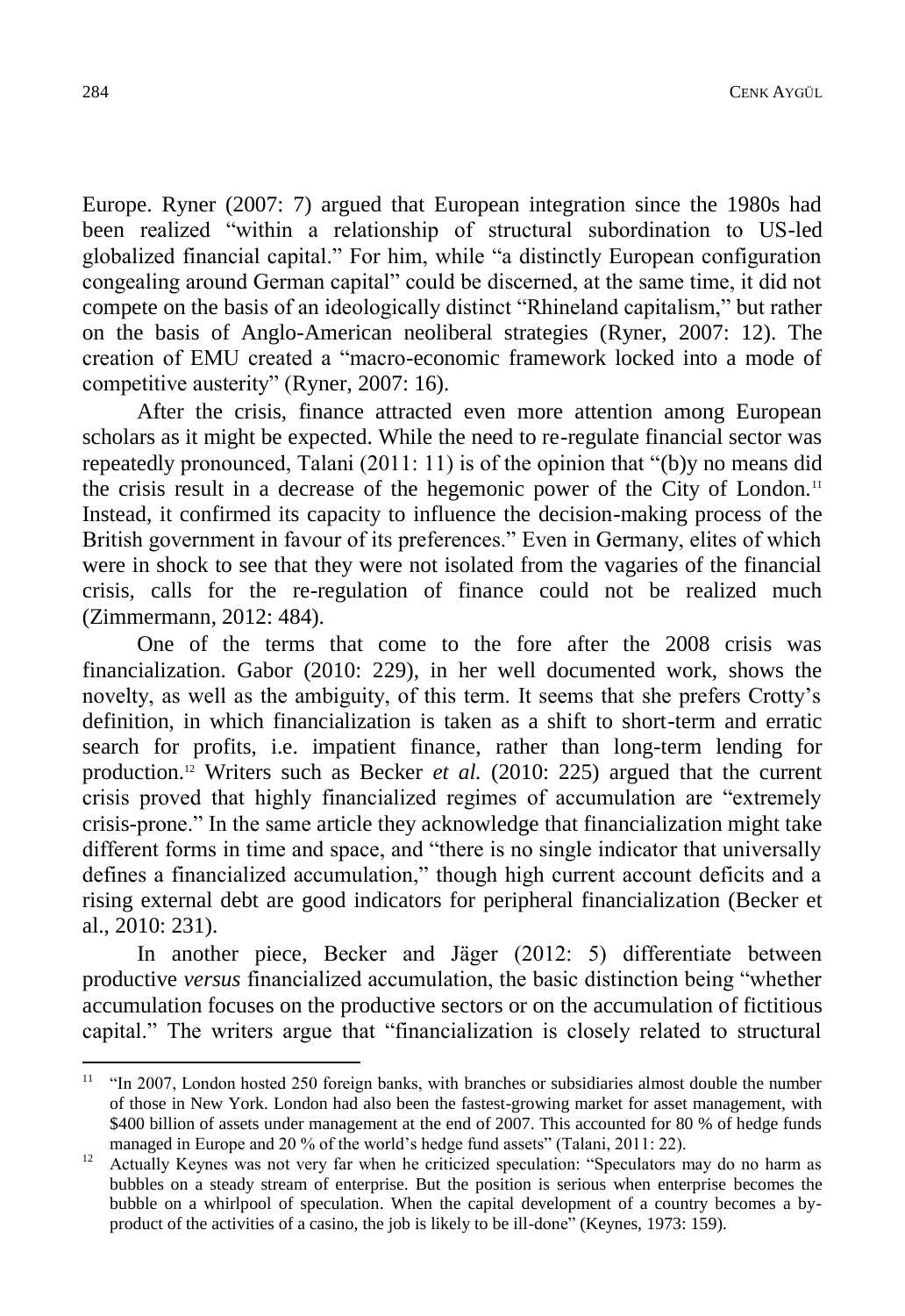Europe. Ryner (2007: 7) argued that European integration since the 1980s had been realized "within a relationship of structural subordination to US-led globalized financial capital." For him, while "a distinctly European configuration congealing around German capital" could be discerned, at the same time, it did not compete on the basis of an ideologically distinct "Rhineland capitalism," but rather on the basis of Anglo-American neoliberal strategies (Ryner, 2007: 12). The creation of EMU created a "macro-economic framework locked into a mode of competitive austerity" (Ryner, 2007: 16).

After the crisis, finance attracted even more attention among European scholars as it might be expected. While the need to re-regulate financial sector was repeatedly pronounced, Talani (2011: 11) is of the opinion that "(b)y no means did the crisis result in a decrease of the hegemonic power of the City of London.[11] Instead, it confirmed its capacity to influence the decision-making process of the British government in favour of its preferences." Even in Germany, elites of which were in shock to see that they were not isolated from the vagaries of the financial crisis, calls for the re-regulation of finance could not be realized much (Zimmermann, 2012: 484).

One of the terms that come to the fore after the 2008 crisis was financialization. Gabor (2010: 229), in her well documented work, shows the novelty, as well as the ambiguity, of this term. It seems that she prefers Crotty's definition, in which financialization is taken as a shift to short-term and erratic search for profits, i.e. impatient finance, rather than long-term lending for production.[12] Writers such as Becker *et al.* (2010: 225) argued that the current crisis proved that highly financialized regimes of accumulation are "extremely crisis-prone." In the same article they acknowledge that financialization might take different forms in time and space, and "there is no single indicator that universally defines a financialized accumulation," though high current account deficits and a rising external debt are good indicators for peripheral financialization (Becker et al., 2010: 231).

In another piece, Becker and Jäger (2012: 5) differentiate between productive *versus* financialized accumulation, the basic distinction being "whether accumulation focuses on the productive sectors or on the accumulation of fictitious capital." The writers argue that "financialization is closely related to structural

---

[11] "In 2007, London hosted 250 foreign banks, with branches or subsidiaries almost double the number of those in New York. London had also been the fastest-growing market for asset management, with \$400 billion of assets under management at the end of 2007. This accounted for 80 % of hedge funds managed in Europe and 20 % of the world's hedge fund assets" (Talani, 2011: 22).

[12] Actually Keynes was not very far when he criticized speculation: "Speculators may do no harm as bubbles on a steady stream of enterprise. But the position is serious when enterprise becomes the bubble on a whirlpool of speculation. When the capital development of a country becomes a by-product of the activities of a casino, the job is likely to be ill-done" (Keynes, 1973: 159).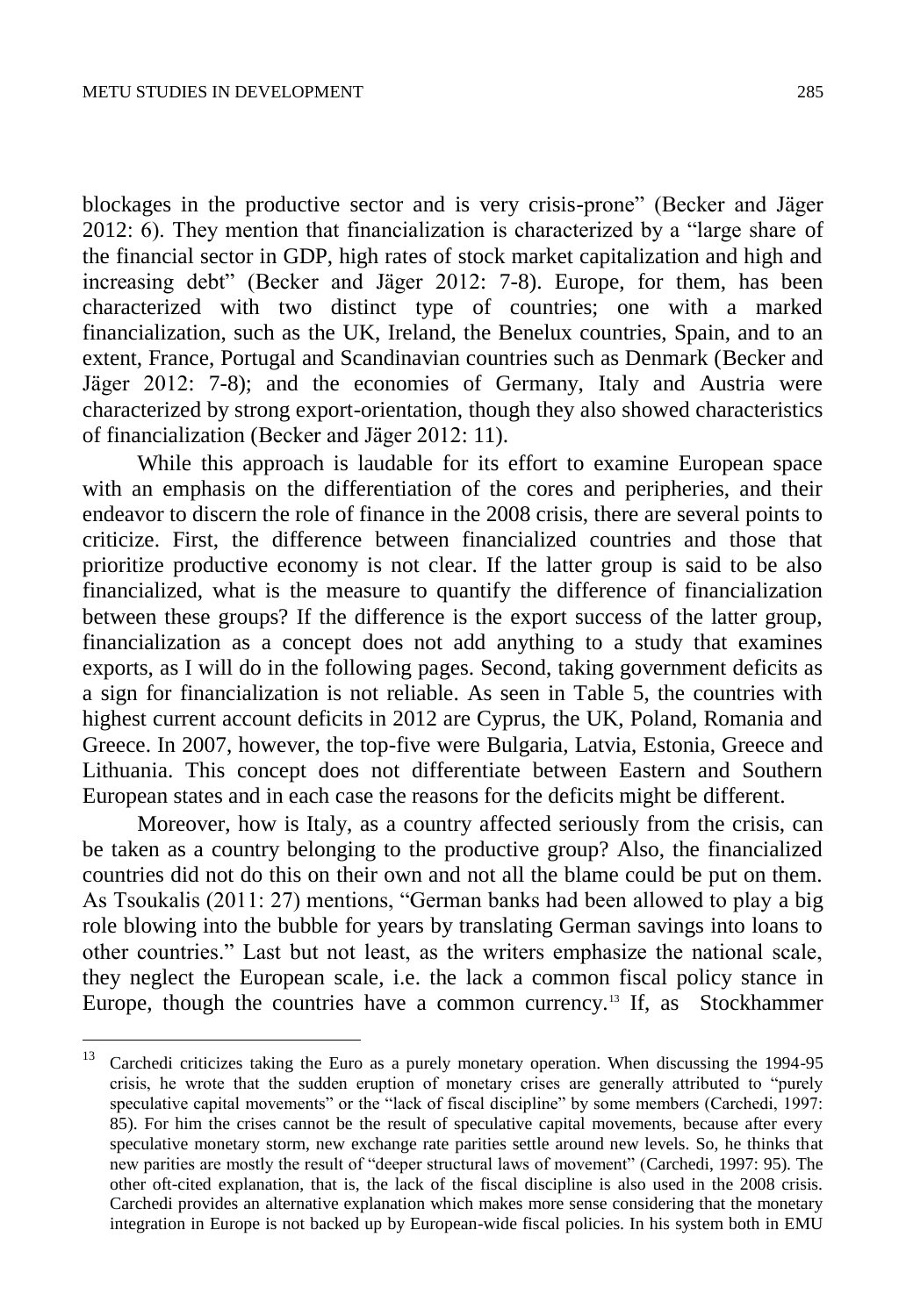blockages in the productive sector and is very crisis-prone" (Becker and Jäger 2012: 6). They mention that financialization is characterized by a "large share of the financial sector in GDP, high rates of stock market capitalization and high and increasing debt" (Becker and Jäger 2012: 7-8). Europe, for them, has been characterized with two distinct type of countries; one with a marked financialization, such as the UK, Ireland, the Benelux countries, Spain, and to an extent, France, Portugal and Scandinavian countries such as Denmark (Becker and Jäger 2012: 7-8); and the economies of Germany, Italy and Austria were characterized by strong export-orientation, though they also showed characteristics of financialization (Becker and Jäger 2012: 11).

While this approach is laudable for its effort to examine European space with an emphasis on the differentiation of the cores and peripheries, and their endeavor to discern the role of finance in the 2008 crisis, there are several points to criticize. First, the difference between financialized countries and those that prioritize productive economy is not clear. If the latter group is said to be also financialized, what is the measure to quantify the difference of financialization between these groups? If the difference is the export success of the latter group, financialization as a concept does not add anything to a study that examines exports, as I will do in the following pages. Second, taking government deficits as a sign for financialization is not reliable. As seen in Table 5, the countries with highest current account deficits in 2012 are Cyprus, the UK, Poland, Romania and Greece. In 2007, however, the top-five were Bulgaria, Latvia, Estonia, Greece and Lithuania. This concept does not differentiate between Eastern and Southern European states and in each case the reasons for the deficits might be different.

Moreover, how is Italy, as a country affected seriously from the crisis, can be taken as a country belonging to the productive group? Also, the financialized countries did not do this on their own and not all the blame could be put on them. As Tsoukalis (2011: 27) mentions, "German banks had been allowed to play a big role blowing into the bubble for years by translating German savings into loans to other countries." Last but not least, as the writers emphasize the national scale, they neglect the European scale, i.e. the lack a common fiscal policy stance in Europe, though the countries have a common currency.[13] If, as Stockhammer

---

[13] Carchedi criticizes taking the Euro as a purely monetary operation. When discussing the 1994-95 crisis, he wrote that the sudden eruption of monetary crises are generally attributed to "purely speculative capital movements" or the "lack of fiscal discipline" by some members (Carchedi, 1997: 85). For him the crises cannot be the result of speculative capital movements, because after every speculative monetary storm, new exchange rate parities settle around new levels. So, he thinks that new parities are mostly the result of "deeper structural laws of movement" (Carchedi, 1997: 95). The other oft-cited explanation, that is, the lack of the fiscal discipline is also used in the 2008 crisis. Carchedi provides an alternative explanation which makes more sense considering that the monetary integration in Europe is not backed up by European-wide fiscal policies. In his system both in EMU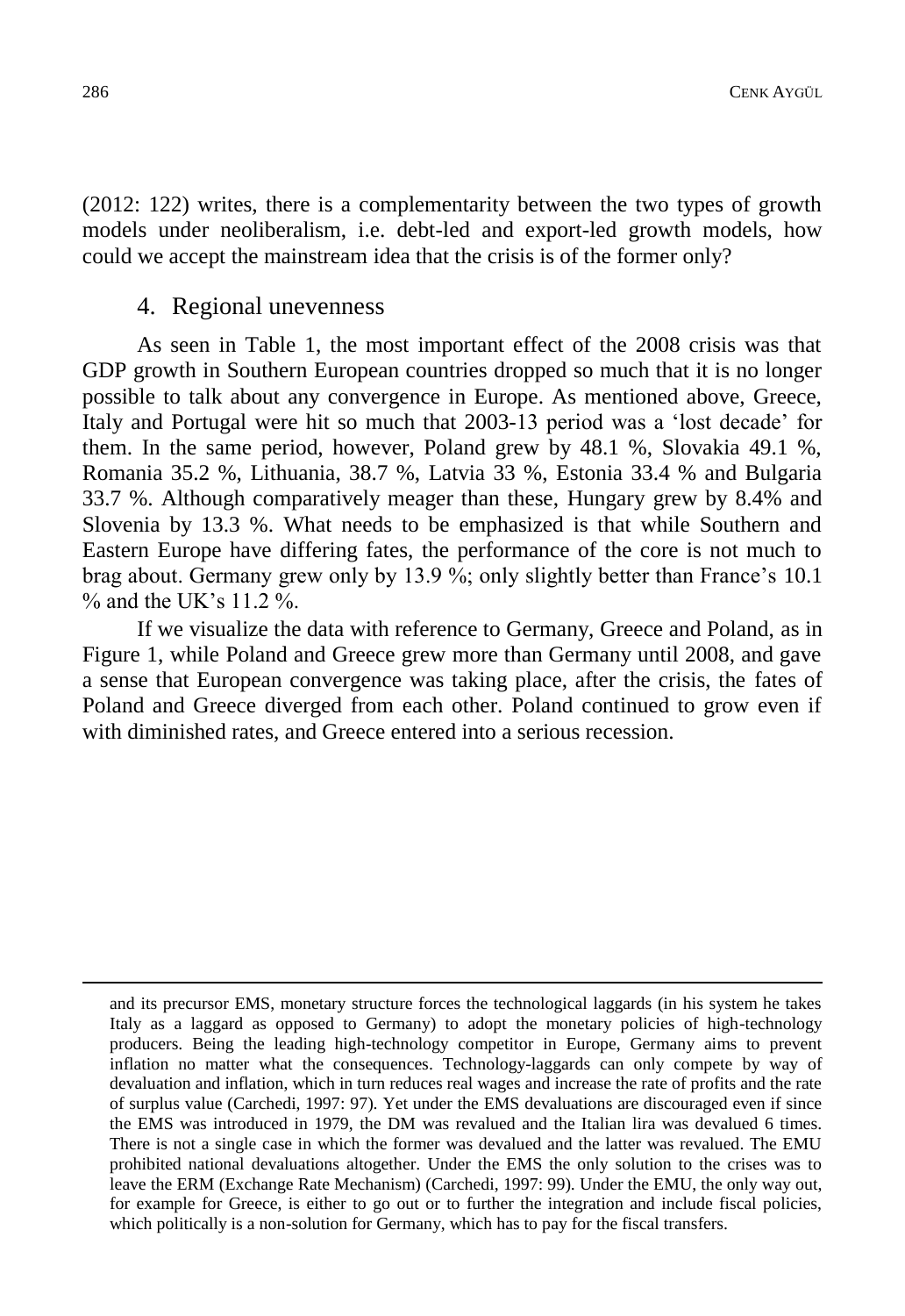(2012: 122) writes, there is a complementarity between the two types of growth models under neoliberalism, i.e. debt-led and export-led growth models, how could we accept the mainstream idea that the crisis is of the former only?

## 4. Regional unevenness

As seen in Table 1, the most important effect of the 2008 crisis was that GDP growth in Southern European countries dropped so much that it is no longer possible to talk about any convergence in Europe. As mentioned above, Greece, Italy and Portugal were hit so much that 2003-13 period was a 'lost decade' for them. In the same period, however, Poland grew by 48.1 %, Slovakia 49.1 %, Romania 35.2 %, Lithuania, 38.7 %, Latvia 33 %, Estonia 33.4 % and Bulgaria 33.7 %. Although comparatively meager than these, Hungary grew by 8.4% and Slovenia by 13.3 %. What needs to be emphasized is that while Southern and Eastern Europe have differing fates, the performance of the core is not much to brag about. Germany grew only by 13.9 %; only slightly better than France's 10.1 % and the UK's 11.2 %.

If we visualize the data with reference to Germany, Greece and Poland, as in Figure 1, while Poland and Greece grew more than Germany until 2008, and gave a sense that European convergence was taking place, after the crisis, the fates of Poland and Greece diverged from each other. Poland continued to grow even if with diminished rates, and Greece entered into a serious recession.

---

and its precursor EMS, monetary structure forces the technological laggards (in his system he takes Italy as a laggard as opposed to Germany) to adopt the monetary policies of high-technology producers. Being the leading high-technology competitor in Europe, Germany aims to prevent inflation no matter what the consequences. Technology-laggards can only compete by way of devaluation and inflation, which in turn reduces real wages and increase the rate of profits and the rate of surplus value (Carchedi, 1997: 97). Yet under the EMS devaluations are discouraged even if since the EMS was introduced in 1979, the DM was revalued and the Italian lira was devalued 6 times. There is not a single case in which the former was devalued and the latter was revalued. The EMU prohibited national devaluations altogether. Under the EMS the only solution to the crises was to leave the ERM (Exchange Rate Mechanism) (Carchedi, 1997: 99). Under the EMU, the only way out, for example for Greece, is either to go out or to further the integration and include fiscal policies, which politically is a non-solution for Germany, which has to pay for the fiscal transfers.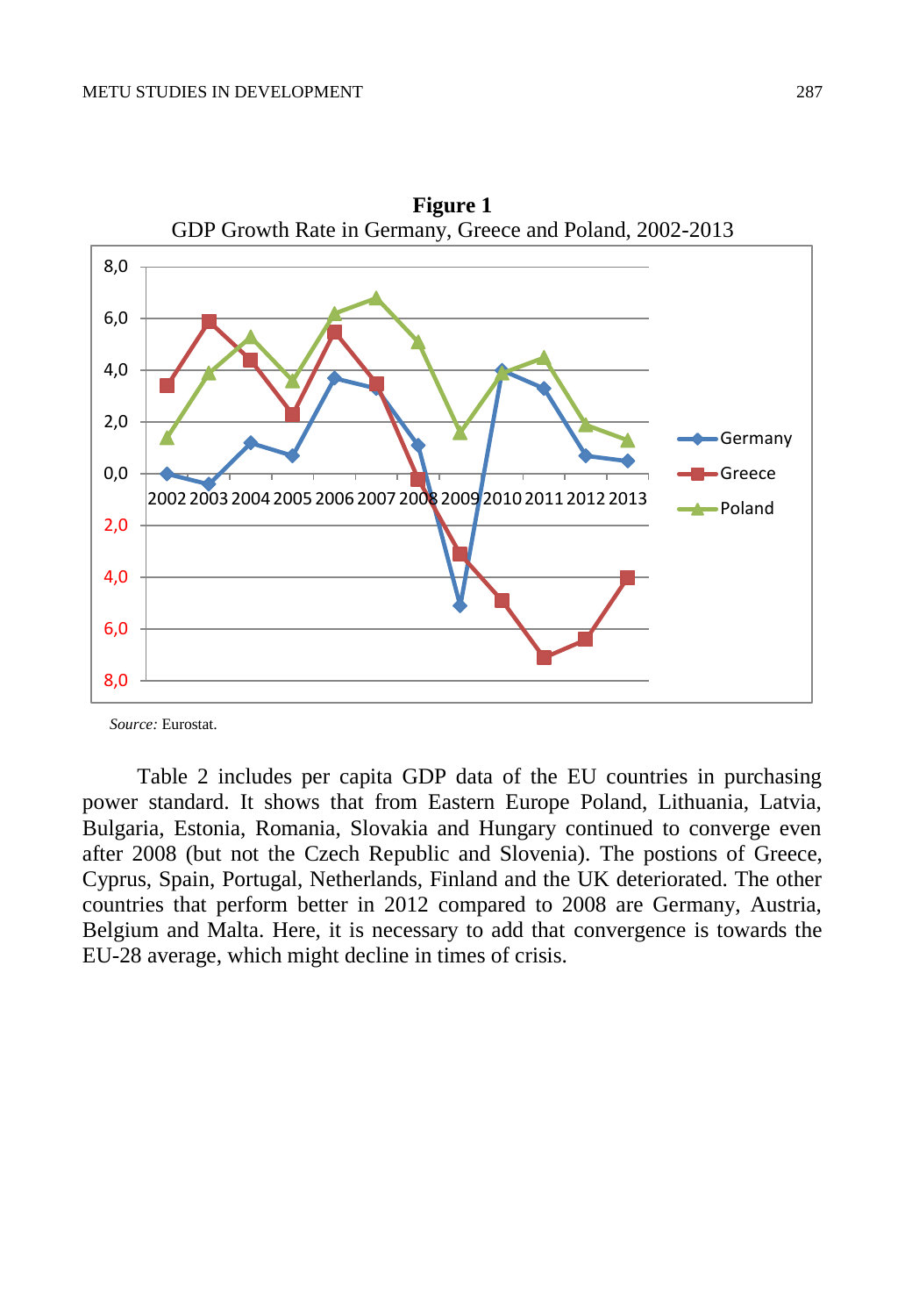**Figure 1**
GDP Growth Rate in Germany, Greece and Poland, 2002-2013

*Source:* Eurostat.

Table 2 includes per capita GDP data of the EU countries in purchasing power standard. It shows that from Eastern Europe Poland, Lithuania, Latvia, Bulgaria, Estonia, Romania, Slovakia and Hungary continued to converge even after 2008 (but not the Czech Republic and Slovenia). The postions of Greece, Cyprus, Spain, Portugal, Netherlands, Finland and the UK deteriorated. The other countries that perform better in 2012 compared to 2008 are Germany, Austria, Belgium and Malta. Here, it is necessary to add that convergence is towards the EU-28 average, which might decline in times of crisis.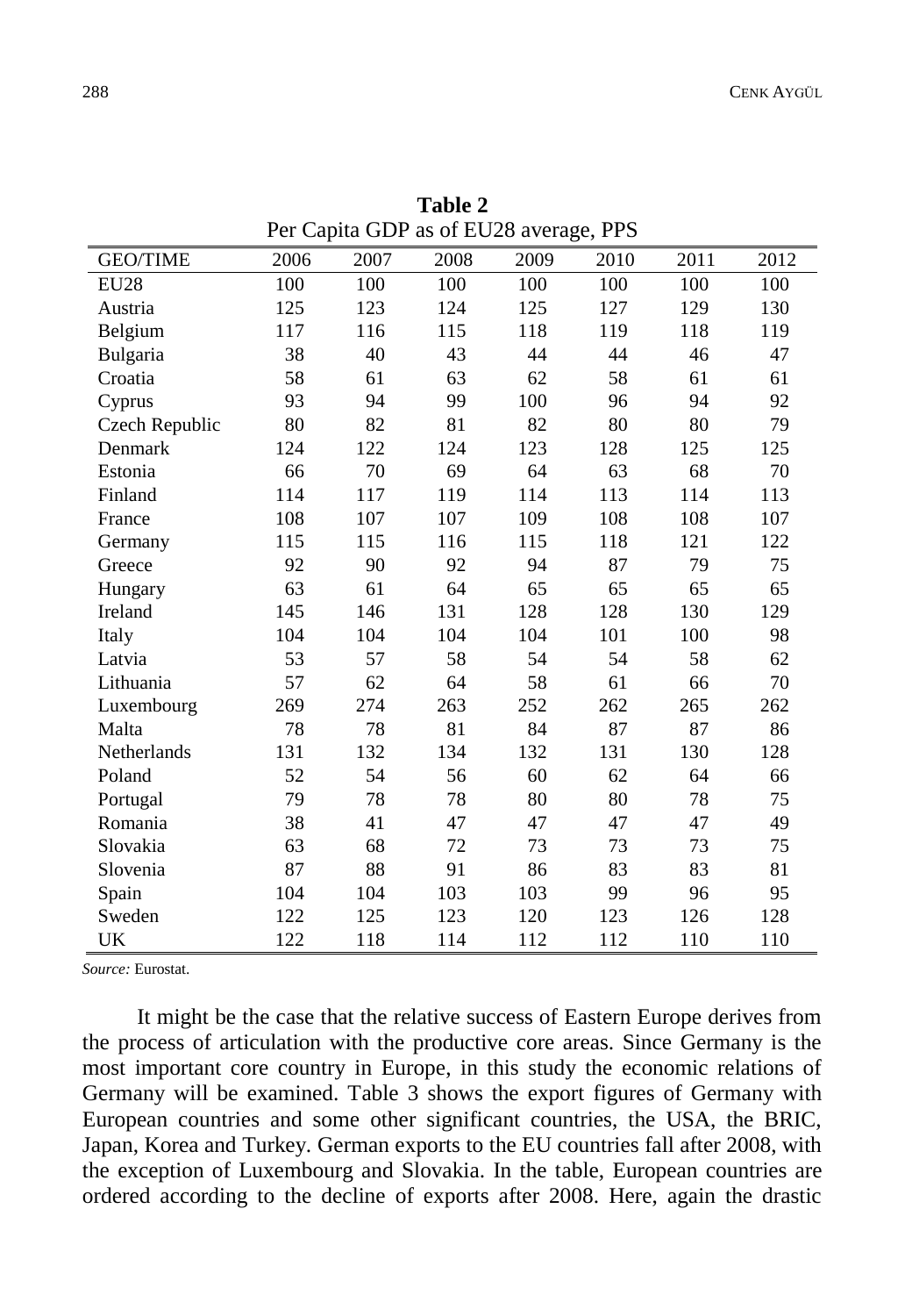**Table 2**
Per Capita GDP as of EU28 average, PPS

| GEO/TIME | 2006 | 2007 | 2008 | 2009 | 2010 | 2011 | 2012 |
|---|---|---|---|---|---|---|---|
| EU28 | 100 | 100 | 100 | 100 | 100 | 100 | 100 |
| Austria | 125 | 123 | 124 | 125 | 127 | 129 | 130 |
| Belgium | 117 | 116 | 115 | 118 | 119 | 118 | 119 |
| Bulgaria | 38 | 40 | 43 | 44 | 44 | 46 | 47 |
| Croatia | 58 | 61 | 63 | 62 | 58 | 61 | 61 |
| Cyprus | 93 | 94 | 99 | 100 | 96 | 94 | 92 |
| Czech Republic | 80 | 82 | 81 | 82 | 80 | 80 | 79 |
| Denmark | 124 | 122 | 124 | 123 | 128 | 125 | 125 |
| Estonia | 66 | 70 | 69 | 64 | 63 | 68 | 70 |
| Finland | 114 | 117 | 119 | 114 | 113 | 114 | 113 |
| France | 108 | 107 | 107 | 109 | 108 | 108 | 107 |
| Germany | 115 | 115 | 116 | 115 | 118 | 121 | 122 |
| Greece | 92 | 90 | 92 | 94 | 87 | 79 | 75 |
| Hungary | 63 | 61 | 64 | 65 | 65 | 65 | 65 |
| Ireland | 145 | 146 | 131 | 128 | 128 | 130 | 129 |
| Italy | 104 | 104 | 104 | 104 | 101 | 100 | 98 |
| Latvia | 53 | 57 | 58 | 54 | 54 | 58 | 62 |
| Lithuania | 57 | 62 | 64 | 58 | 61 | 66 | 70 |
| Luxembourg | 269 | 274 | 263 | 252 | 262 | 265 | 262 |
| Malta | 78 | 78 | 81 | 84 | 87 | 87 | 86 |
| Netherlands | 131 | 132 | 134 | 132 | 131 | 130 | 128 |
| Poland | 52 | 54 | 56 | 60 | 62 | 64 | 66 |
| Portugal | 79 | 78 | 78 | 80 | 80 | 78 | 75 |
| Romania | 38 | 41 | 47 | 47 | 47 | 47 | 49 |
| Slovakia | 63 | 68 | 72 | 73 | 73 | 73 | 75 |
| Slovenia | 87 | 88 | 91 | 86 | 83 | 83 | 81 |
| Spain | 104 | 104 | 103 | 103 | 99 | 96 | 95 |
| Sweden | 122 | 125 | 123 | 120 | 123 | 126 | 128 |
| UK | 122 | 118 | 114 | 112 | 112 | 110 | 110 |

*Source:* Eurostat.

It might be the case that the relative success of Eastern Europe derives from the process of articulation with the productive core areas. Since Germany is the most important core country in Europe, in this study the economic relations of Germany will be examined. Table 3 shows the export figures of Germany with European countries and some other significant countries, the USA, the BRIC, Japan, Korea and Turkey. German exports to the EU countries fall after 2008, with the exception of Luxembourg and Slovakia. In the table, European countries are ordered according to the decline of exports after 2008. Here, again the drastic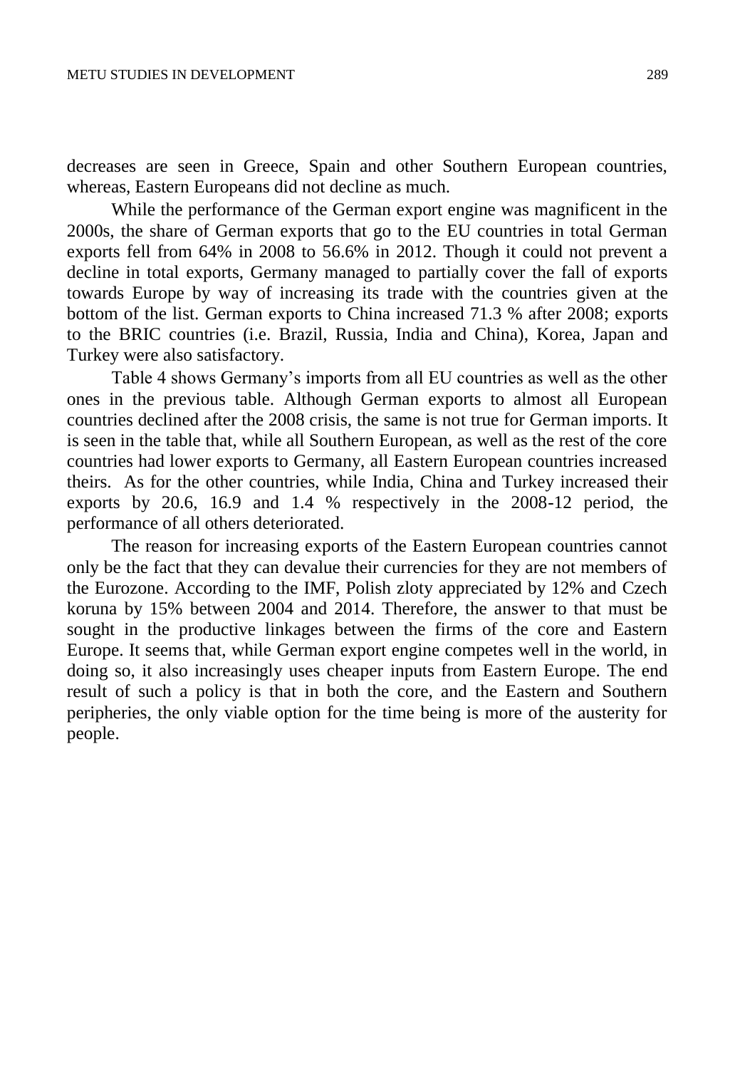decreases are seen in Greece, Spain and other Southern European countries, whereas, Eastern Europeans did not decline as much.

While the performance of the German export engine was magnificent in the 2000s, the share of German exports that go to the EU countries in total German exports fell from 64% in 2008 to 56.6% in 2012. Though it could not prevent a decline in total exports, Germany managed to partially cover the fall of exports towards Europe by way of increasing its trade with the countries given at the bottom of the list. German exports to China increased 71.3 % after 2008; exports to the BRIC countries (i.e. Brazil, Russia, India and China), Korea, Japan and Turkey were also satisfactory.

Table 4 shows Germany's imports from all EU countries as well as the other ones in the previous table. Although German exports to almost all European countries declined after the 2008 crisis, the same is not true for German imports. It is seen in the table that, while all Southern European, as well as the rest of the core countries had lower exports to Germany, all Eastern European countries increased theirs. As for the other countries, while India, China and Turkey increased their exports by 20.6, 16.9 and 1.4 % respectively in the 2008-12 period, the performance of all others deteriorated.

The reason for increasing exports of the Eastern European countries cannot only be the fact that they can devalue their currencies for they are not members of the Eurozone. According to the IMF, Polish zloty appreciated by 12% and Czech koruna by 15% between 2004 and 2014. Therefore, the answer to that must be sought in the productive linkages between the firms of the core and Eastern Europe. It seems that, while German export engine competes well in the world, in doing so, it also increasingly uses cheaper inputs from Eastern Europe. The end result of such a policy is that in both the core, and the Eastern and Southern peripheries, the only viable option for the time being is more of the austerity for people.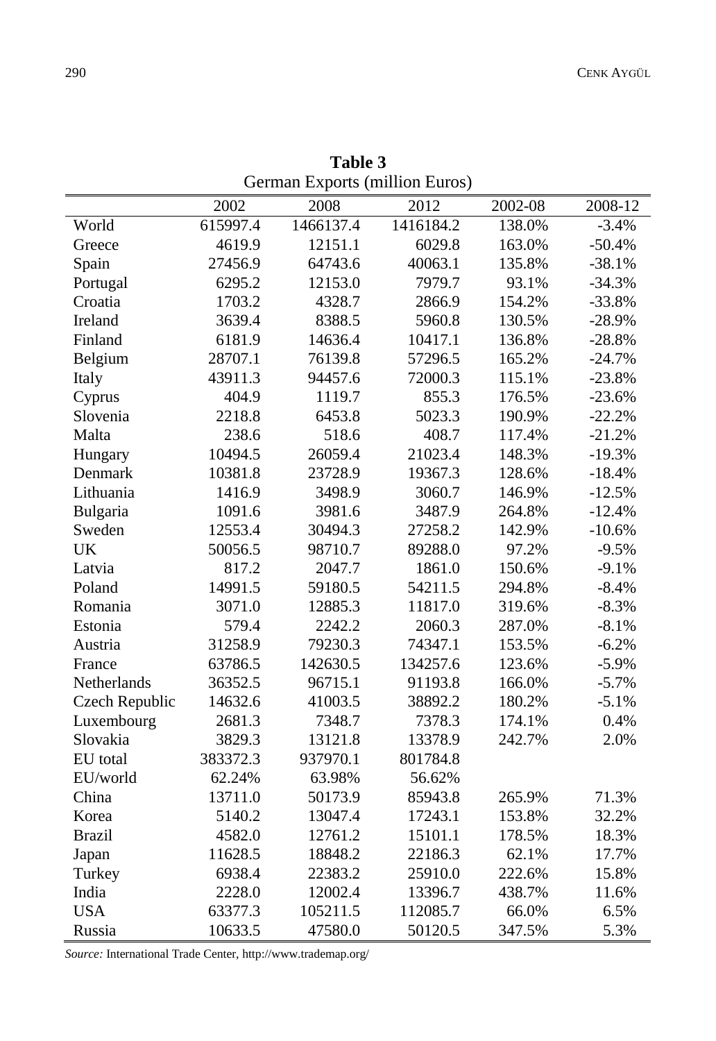**Table 3**
German Exports (million Euros)

| | 2002 | 2008 | 2012 | 2002-08 | 2008-12 |
|---|---|---|---|---|---|
| World | 615997.4 | 1466137.4 | 1416184.2 | 138.0% | -3.4% |
| Greece | 4619.9 | 12151.1 | 6029.8 | 163.0% | -50.4% |
| Spain | 27456.9 | 64743.6 | 40063.1 | 135.8% | -38.1% |
| Portugal | 6295.2 | 12153.0 | 7979.7 | 93.1% | -34.3% |
| Croatia | 1703.2 | 4328.7 | 2866.9 | 154.2% | -33.8% |
| Ireland | 3639.4 | 8388.5 | 5960.8 | 130.5% | -28.9% |
| Finland | 6181.9 | 14636.4 | 10417.1 | 136.8% | -28.8% |
| Belgium | 28707.1 | 76139.8 | 57296.5 | 165.2% | -24.7% |
| Italy | 43911.3 | 94457.6 | 72000.3 | 115.1% | -23.8% |
| Cyprus | 404.9 | 1119.7 | 855.3 | 176.5% | -23.6% |
| Slovenia | 2218.8 | 6453.8 | 5023.3 | 190.9% | -22.2% |
| Malta | 238.6 | 518.6 | 408.7 | 117.4% | -21.2% |
| Hungary | 10494.5 | 26059.4 | 21023.4 | 148.3% | -19.3% |
| Denmark | 10381.8 | 23728.9 | 19367.3 | 128.6% | -18.4% |
| Lithuania | 1416.9 | 3498.9 | 3060.7 | 146.9% | -12.5% |
| Bulgaria | 1091.6 | 3981.6 | 3487.9 | 264.8% | -12.4% |
| Sweden | 12553.4 | 30494.3 | 27258.2 | 142.9% | -10.6% |
| UK | 50056.5 | 98710.7 | 89288.0 | 97.2% | -9.5% |
| Latvia | 817.2 | 2047.7 | 1861.0 | 150.6% | -9.1% |
| Poland | 14991.5 | 59180.5 | 54211.5 | 294.8% | -8.4% |
| Romania | 3071.0 | 12885.3 | 11817.0 | 319.6% | -8.3% |
| Estonia | 579.4 | 2242.2 | 2060.3 | 287.0% | -8.1% |
| Austria | 31258.9 | 79230.3 | 74347.1 | 153.5% | -6.2% |
| France | 63786.5 | 142630.5 | 134257.6 | 123.6% | -5.9% |
| Netherlands | 36352.5 | 96715.1 | 91193.8 | 166.0% | -5.7% |
| Czech Republic | 14632.6 | 41003.5 | 38892.2 | 180.2% | -5.1% |
| Luxembourg | 2681.3 | 7348.7 | 7378.3 | 174.1% | 0.4% |
| Slovakia | 3829.3 | 13121.8 | 13378.9 | 242.7% | 2.0% |
| EU total | 383372.3 | 937970.1 | 801784.8 | | |
| EU/world | 62.24% | 63.98% | 56.62% | | |
| China | 13711.0 | 50173.9 | 85943.8 | 265.9% | 71.3% |
| Korea | 5140.2 | 13047.4 | 17243.1 | 153.8% | 32.2% |
| Brazil | 4582.0 | 12761.2 | 15101.1 | 178.5% | 18.3% |
| Japan | 11628.5 | 18848.2 | 22186.3 | 62.1% | 17.7% |
| Turkey | 6938.4 | 22383.2 | 25910.0 | 222.6% | 15.8% |
| India | 2228.0 | 12002.4 | 13396.7 | 438.7% | 11.6% |
| USA | 63377.3 | 105211.5 | 112085.7 | 66.0% | 6.5% |
| Russia | 10633.5 | 47580.0 | 50120.5 | 347.5% | 5.3% |

*Source:* International Trade Center, http://www.trademap.org/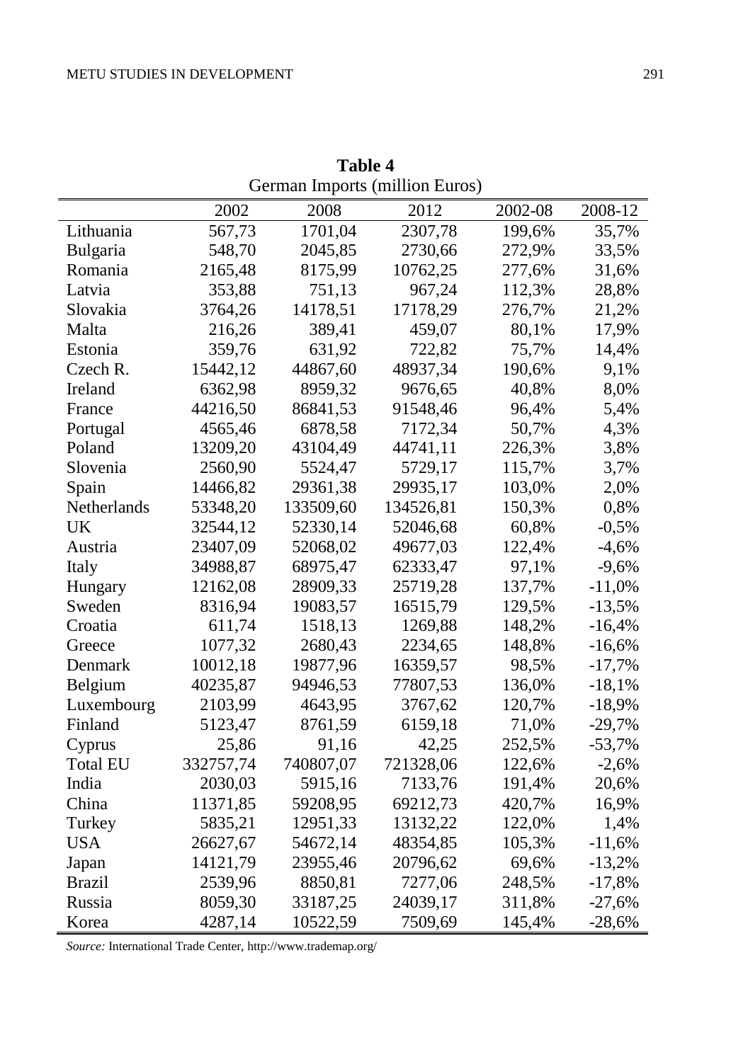**Table 4**
German Imports (million Euros)

| | 2002 | 2008 | 2012 | 2002-08 | 2008-12 |
|---|---|---|---|---|---|
| Lithuania | 567,73 | 1701,04 | 2307,78 | 199,6% | 35,7% |
| Bulgaria | 548,70 | 2045,85 | 2730,66 | 272,9% | 33,5% |
| Romania | 2165,48 | 8175,99 | 10762,25 | 277,6% | 31,6% |
| Latvia | 353,88 | 751,13 | 967,24 | 112,3% | 28,8% |
| Slovakia | 3764,26 | 14178,51 | 17178,29 | 276,7% | 21,2% |
| Malta | 216,26 | 389,41 | 459,07 | 80,1% | 17,9% |
| Estonia | 359,76 | 631,92 | 722,82 | 75,7% | 14,4% |
| Czech R. | 15442,12 | 44867,60 | 48937,34 | 190,6% | 9,1% |
| Ireland | 6362,98 | 8959,32 | 9676,65 | 40,8% | 8,0% |
| France | 44216,50 | 86841,53 | 91548,46 | 96,4% | 5,4% |
| Portugal | 4565,46 | 6878,58 | 7172,34 | 50,7% | 4,3% |
| Poland | 13209,20 | 43104,49 | 44741,11 | 226,3% | 3,8% |
| Slovenia | 2560,90 | 5524,47 | 5729,17 | 115,7% | 3,7% |
| Spain | 14466,82 | 29361,38 | 29935,17 | 103,0% | 2,0% |
| Netherlands | 53348,20 | 133509,60 | 134526,81 | 150,3% | 0,8% |
| UK | 32544,12 | 52330,14 | 52046,68 | 60,8% | -0,5% |
| Austria | 23407,09 | 52068,02 | 49677,03 | 122,4% | -4,6% |
| Italy | 34988,87 | 68975,47 | 62333,47 | 97,1% | -9,6% |
| Hungary | 12162,08 | 28909,33 | 25719,28 | 137,7% | -11,0% |
| Sweden | 8316,94 | 19083,57 | 16515,79 | 129,5% | -13,5% |
| Croatia | 611,74 | 1518,13 | 1269,88 | 148,2% | -16,4% |
| Greece | 1077,32 | 2680,43 | 2234,65 | 148,8% | -16,6% |
| Denmark | 10012,18 | 19877,96 | 16359,57 | 98,5% | -17,7% |
| Belgium | 40235,87 | 94946,53 | 77807,53 | 136,0% | -18,1% |
| Luxembourg | 2103,99 | 4643,95 | 3767,62 | 120,7% | -18,9% |
| Finland | 5123,47 | 8761,59 | 6159,18 | 71,0% | -29,7% |
| Cyprus | 25,86 | 91,16 | 42,25 | 252,5% | -53,7% |
| Total EU | 332757,74 | 740807,07 | 721328,06 | 122,6% | -2,6% |
| India | 2030,03 | 5915,16 | 7133,76 | 191,4% | 20,6% |
| China | 11371,85 | 59208,95 | 69212,73 | 420,7% | 16,9% |
| Turkey | 5835,21 | 12951,33 | 13132,22 | 122,0% | 1,4% |
| USA | 26627,67 | 54672,14 | 48354,85 | 105,3% | -11,6% |
| Japan | 14121,79 | 23955,46 | 20796,62 | 69,6% | -13,2% |
| Brazil | 2539,96 | 8850,81 | 7277,06 | 248,5% | -17,8% |
| Russia | 8059,30 | 33187,25 | 24039,17 | 311,8% | -27,6% |
| Korea | 4287,14 | 10522,59 | 7509,69 | 145,4% | -28,6% |

*Source:* International Trade Center, http://www.trademap.org/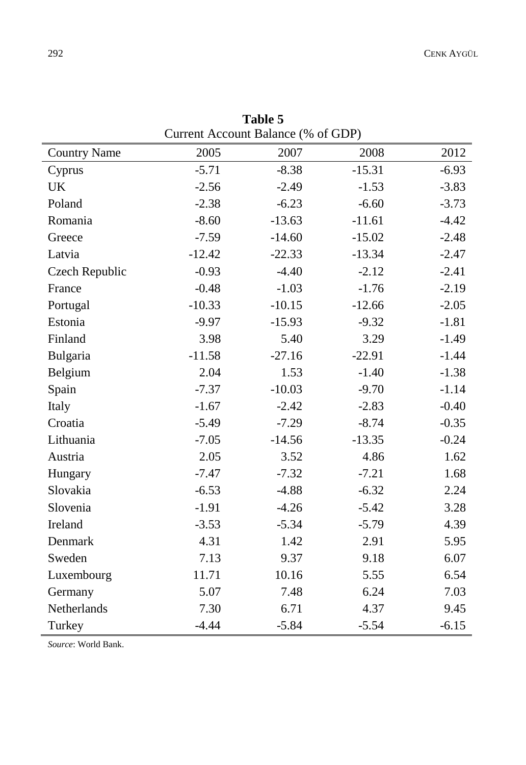**Table 5**
Current Account Balance (% of GDP)

| Country Name | 2005 | 2007 | 2008 | 2012 |
|---|---|---|---|---|
| Cyprus | -5.71 | -8.38 | -15.31 | -6.93 |
| UK | -2.56 | -2.49 | -1.53 | -3.83 |
| Poland | -2.38 | -6.23 | -6.60 | -3.73 |
| Romania | -8.60 | -13.63 | -11.61 | -4.42 |
| Greece | -7.59 | -14.60 | -15.02 | -2.48 |
| Latvia | -12.42 | -22.33 | -13.34 | -2.47 |
| Czech Republic | -0.93 | -4.40 | -2.12 | -2.41 |
| France | -0.48 | -1.03 | -1.76 | -2.19 |
| Portugal | -10.33 | -10.15 | -12.66 | -2.05 |
| Estonia | -9.97 | -15.93 | -9.32 | -1.81 |
| Finland | 3.98 | 5.40 | 3.29 | -1.49 |
| Bulgaria | -11.58 | -27.16 | -22.91 | -1.44 |
| Belgium | 2.04 | 1.53 | -1.40 | -1.38 |
| Spain | -7.37 | -10.03 | -9.70 | -1.14 |
| Italy | -1.67 | -2.42 | -2.83 | -0.40 |
| Croatia | -5.49 | -7.29 | -8.74 | -0.35 |
| Lithuania | -7.05 | -14.56 | -13.35 | -0.24 |
| Austria | 2.05 | 3.52 | 4.86 | 1.62 |
| Hungary | -7.47 | -7.32 | -7.21 | 1.68 |
| Slovakia | -6.53 | -4.88 | -6.32 | 2.24 |
| Slovenia | -1.91 | -4.26 | -5.42 | 3.28 |
| Ireland | -3.53 | -5.34 | -5.79 | 4.39 |
| Denmark | 4.31 | 1.42 | 2.91 | 5.95 |
| Sweden | 7.13 | 9.37 | 9.18 | 6.07 |
| Luxembourg | 11.71 | 10.16 | 5.55 | 6.54 |
| Germany | 5.07 | 7.48 | 6.24 | 7.03 |
| Netherlands | 7.30 | 6.71 | 4.37 | 9.45 |
| Turkey | -4.44 | -5.84 | -5.54 | -6.15 |

*Source*: World Bank.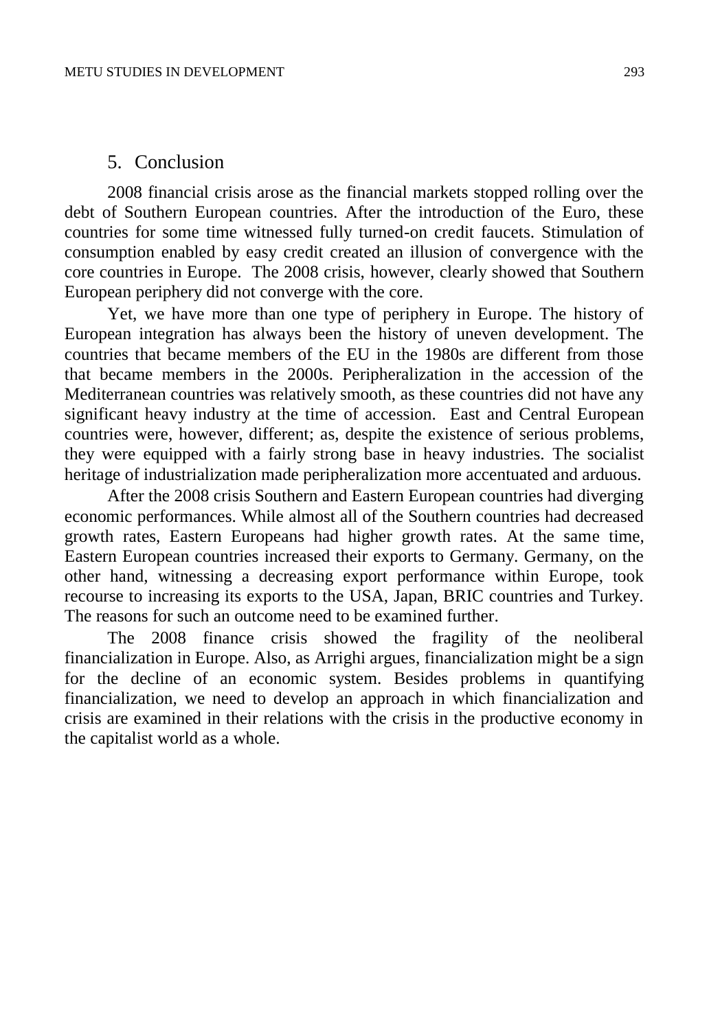## 5. Conclusion

2008 financial crisis arose as the financial markets stopped rolling over the debt of Southern European countries. After the introduction of the Euro, these countries for some time witnessed fully turned-on credit faucets. Stimulation of consumption enabled by easy credit created an illusion of convergence with the core countries in Europe. The 2008 crisis, however, clearly showed that Southern European periphery did not converge with the core.

Yet, we have more than one type of periphery in Europe. The history of European integration has always been the history of uneven development. The countries that became members of the EU in the 1980s are different from those that became members in the 2000s. Peripheralization in the accession of the Mediterranean countries was relatively smooth, as these countries did not have any significant heavy industry at the time of accession. East and Central European countries were, however, different; as, despite the existence of serious problems, they were equipped with a fairly strong base in heavy industries. The socialist heritage of industrialization made peripheralization more accentuated and arduous.

After the 2008 crisis Southern and Eastern European countries had diverging economic performances. While almost all of the Southern countries had decreased growth rates, Eastern Europeans had higher growth rates. At the same time, Eastern European countries increased their exports to Germany. Germany, on the other hand, witnessing a decreasing export performance within Europe, took recourse to increasing its exports to the USA, Japan, BRIC countries and Turkey. The reasons for such an outcome need to be examined further.

The 2008 finance crisis showed the fragility of the neoliberal financialization in Europe. Also, as Arrighi argues, financialization might be a sign for the decline of an economic system. Besides problems in quantifying financialization, we need to develop an approach in which financialization and crisis are examined in their relations with the crisis in the productive economy in the capitalist world as a whole.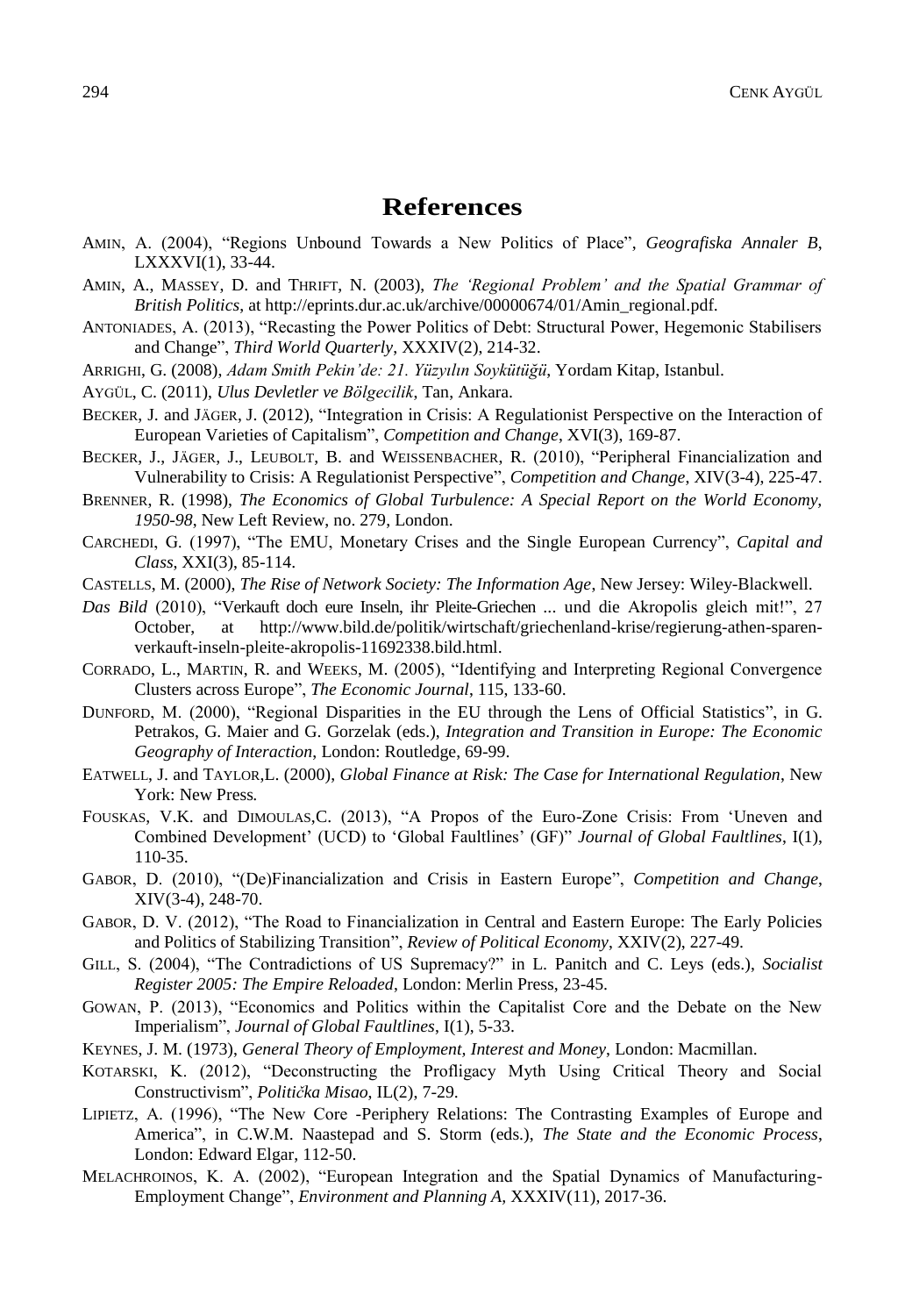# References

AMIN, A. (2004), "Regions Unbound Towards a New Politics of Place", *Geografiska Annaler B*, LXXXVI(1), 33-44.

AMIN, A., MASSEY, D. and THRIFT, N. (2003), *The 'Regional Problem' and the Spatial Grammar of British Politics*, at http://eprints.dur.ac.uk/archive/00000674/01/Amin_regional.pdf.

ANTONIADES, A. (2013), "Recasting the Power Politics of Debt: Structural Power, Hegemonic Stabilisers and Change", *Third World Quarterly*, XXXIV(2), 214-32.

ARRIGHI, G. (2008), *Adam Smith Pekin'de: 21. Yüzyılın Soykütüğü*, Yordam Kitap, Istanbul.

AYGÜL, C. (2011), *Ulus Devletler ve Bölgecilik*, Tan, Ankara.

BECKER, J. and JÄGER, J. (2012), "Integration in Crisis: A Regulationist Perspective on the Interaction of European Varieties of Capitalism", *Competition and Change*, XVI(3), 169-87.

BECKER, J., JÄGER, J., LEUBOLT, B. and WEISSENBACHER, R. (2010), "Peripheral Financialization and Vulnerability to Crisis: A Regulationist Perspective", *Competition and Change*, XIV(3-4), 225-47.

BRENNER, R. (1998), *The Economics of Global Turbulence: A Special Report on the World Economy, 1950-98*, New Left Review, no. 279, London.

CARCHEDI, G. (1997), "The EMU, Monetary Crises and the Single European Currency", *Capital and Class*, XXI(3), 85-114.

CASTELLS, M. (2000), *The Rise of Network Society: The Information Age*, New Jersey: Wiley-Blackwell.

*Das Bild* (2010), "Verkauft doch eure Inseln, ihr Pleite-Griechen ... und die Akropolis gleich mit!", 27 October, at http://www.bild.de/politik/wirtschaft/griechenland-krise/regierung-athen-sparen-verkauft-inseln-pleite-akropolis-11692338.bild.html.

CORRADO, L., MARTIN, R. and WEEKS, M. (2005), "Identifying and Interpreting Regional Convergence Clusters across Europe", *The Economic Journal*, 115, 133-60.

DUNFORD, M. (2000), "Regional Disparities in the EU through the Lens of Official Statistics", in G. Petrakos, G. Maier and G. Gorzelak (eds.), *Integration and Transition in Europe: The Economic Geography of Interaction*, London: Routledge, 69-99.

EATWELL, J. and TAYLOR,L. (2000), *Global Finance at Risk: The Case for International Regulation*, New York: New Press.

FOUSKAS, V.K. and DIMOULAS,C. (2013), "A Propos of the Euro-Zone Crisis: From 'Uneven and Combined Development' (UCD) to 'Global Faultlines' (GF)" *Journal of Global Faultlines*, I(1), 110-35.

GABOR, D. (2010), "(De)Financialization and Crisis in Eastern Europe", *Competition and Change*, XIV(3-4), 248-70.

GABOR, D. V. (2012), "The Road to Financialization in Central and Eastern Europe: The Early Policies and Politics of Stabilizing Transition", *Review of Political Economy*, XXIV(2), 227-49.

GILL, S. (2004), "The Contradictions of US Supremacy?" in L. Panitch and C. Leys (eds.), *Socialist Register 2005: The Empire Reloaded*, London: Merlin Press, 23-45.

GOWAN, P. (2013), "Economics and Politics within the Capitalist Core and the Debate on the New Imperialism", *Journal of Global Faultlines*, I(1), 5-33.

KEYNES, J. M. (1973), *General Theory of Employment, Interest and Money*, London: Macmillan.

KOTARSKI, K. (2012), "Deconstructing the Profligacy Myth Using Critical Theory and Social Constructivism", *Politička Misao*, IL(2), 7-29.

LIPIETZ, A. (1996), "The New Core -Periphery Relations: The Contrasting Examples of Europe and America", in C.W.M. Naastepad and S. Storm (eds.), *The State and the Economic Process*, London: Edward Elgar, 112-50.

MELACHROINOS, K. A. (2002), "European Integration and the Spatial Dynamics of Manufacturing-Employment Change", *Environment and Planning A*, XXXIV(11), 2017-36.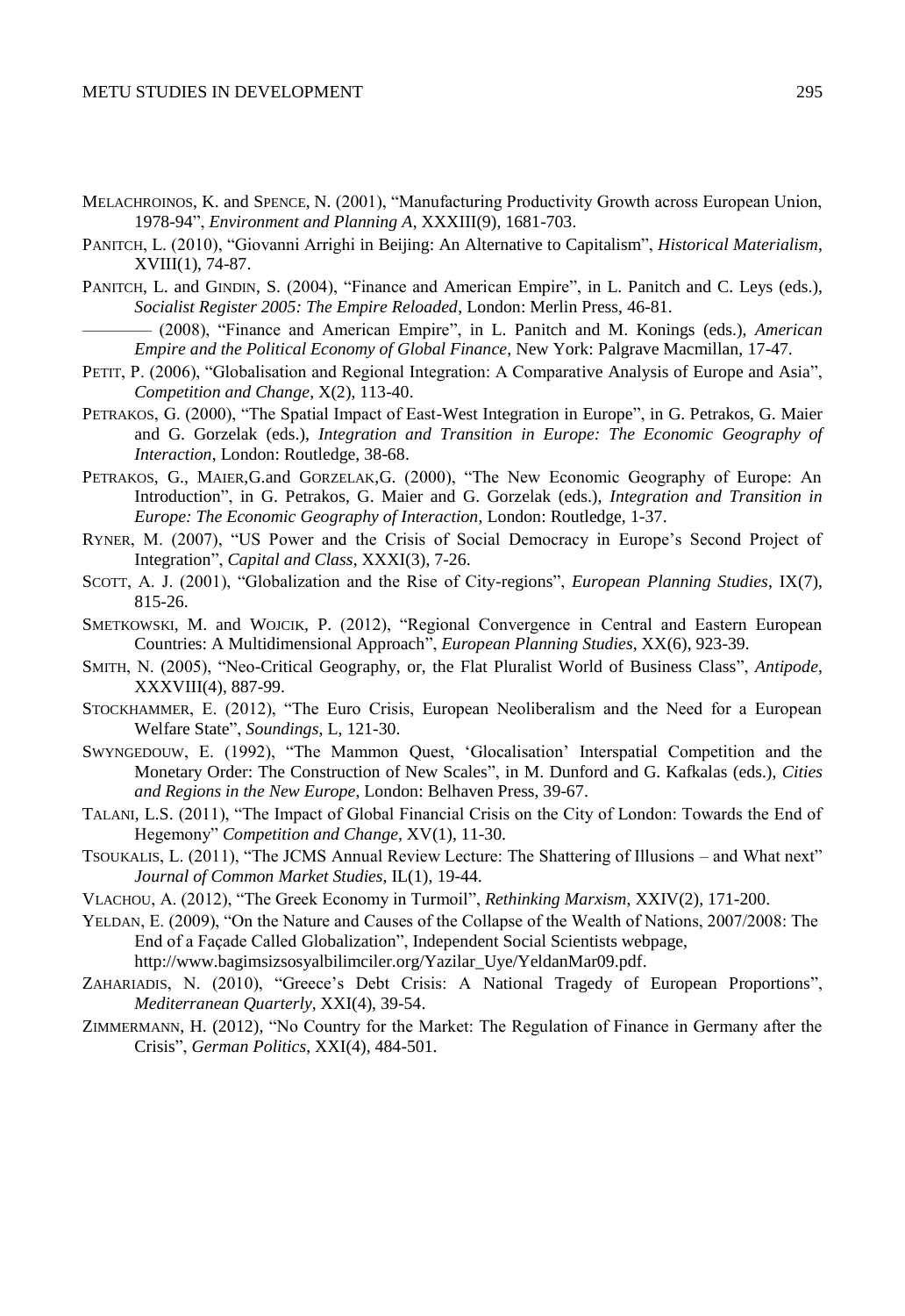MELACHROINOS, K. and SPENCE, N. (2001), "Manufacturing Productivity Growth across European Union, 1978-94", *Environment and Planning A*, XXXIII(9), 1681-703.

PANITCH, L. (2010), "Giovanni Arrighi in Beijing: An Alternative to Capitalism", *Historical Materialism*, XVIII(1), 74-87.

PANITCH, L. and GINDIN, S. (2004), "Finance and American Empire", in L. Panitch and C. Leys (eds.), *Socialist Register 2005: The Empire Reloaded*, London: Merlin Press, 46-81.

———— (2008), "Finance and American Empire", in L. Panitch and M. Konings (eds.), *American Empire and the Political Economy of Global Finance*, New York: Palgrave Macmillan, 17-47.

PETIT, P. (2006), "Globalisation and Regional Integration: A Comparative Analysis of Europe and Asia", *Competition and Change*, X(2), 113-40.

PETRAKOS, G. (2000), "The Spatial Impact of East-West Integration in Europe", in G. Petrakos, G. Maier and G. Gorzelak (eds.), *Integration and Transition in Europe: The Economic Geography of Interaction*, London: Routledge, 38-68.

PETRAKOS, G., MAIER,G.and GORZELAK,G. (2000), "The New Economic Geography of Europe: An Introduction", in G. Petrakos, G. Maier and G. Gorzelak (eds.), *Integration and Transition in Europe: The Economic Geography of Interaction*, London: Routledge, 1-37.

RYNER, M. (2007), "US Power and the Crisis of Social Democracy in Europe's Second Project of Integration", *Capital and Class*, XXXI(3), 7-26.

SCOTT, A. J. (2001), "Globalization and the Rise of City-regions", *European Planning Studies*, IX(7), 815-26.

SMETKOWSKI, M. and WOJCIK, P. (2012), "Regional Convergence in Central and Eastern European Countries: A Multidimensional Approach", *European Planning Studies*, XX(6), 923-39.

SMITH, N. (2005), "Neo-Critical Geography, or, the Flat Pluralist World of Business Class", *Antipode*, XXXVIII(4), 887-99.

STOCKHAMMER, E. (2012), "The Euro Crisis, European Neoliberalism and the Need for a European Welfare State", *Soundings*, L, 121-30.

SWYNGEDOUW, E. (1992), "The Mammon Quest, 'Glocalisation' Interspatial Competition and the Monetary Order: The Construction of New Scales", in M. Dunford and G. Kafkalas (eds.), *Cities and Regions in the New Europe*, London: Belhaven Press, 39-67.

TALANI, L.S. (2011), "The Impact of Global Financial Crisis on the City of London: Towards the End of Hegemony" *Competition and Change,* XV(1), 11-30.

TSOUKALIS, L. (2011), "The JCMS Annual Review Lecture: The Shattering of Illusions – and What next" *Journal of Common Market Studies*, IL(1), 19-44.

VLACHOU, A. (2012), "The Greek Economy in Turmoil", *Rethinking Marxism*, XXIV(2), 171-200.

YELDAN, E. (2009), "On the Nature and Causes of the Collapse of the Wealth of Nations, 2007/2008: The End of a Façade Called Globalization", Independent Social Scientists webpage, http://www.bagimsizsosyalbilimciler.org/Yazilar_Uye/YeldanMar09.pdf.

ZAHARIADIS, N. (2010), "Greece's Debt Crisis: A National Tragedy of European Proportions", *Mediterranean Quarterly*, XXI(4), 39-54.

ZIMMERMANN, H. (2012), "No Country for the Market: The Regulation of Finance in Germany after the Crisis", *German Politics*, XXI(4), 484-501.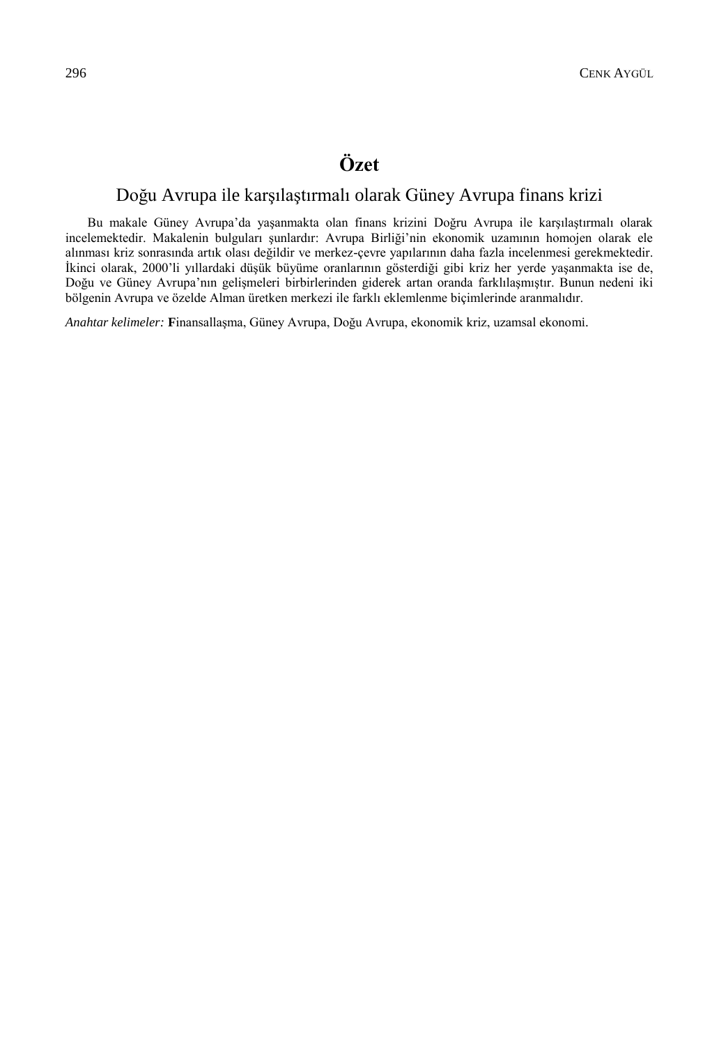# Özet

## Doğu Avrupa ile karşılaştırmalı olarak Güney Avrupa finans krizi

Bu makale Güney Avrupa'da yaşanmakta olan finans krizini Doğru Avrupa ile karşılaştırmalı olarak incelemektedir. Makalenin bulguları şunlardır: Avrupa Birliği'nin ekonomik uzamının homojen olarak ele alınması kriz sonrasında artık olası değildir ve merkez-çevre yapılarının daha fazla incelenmesi gerekmektedir. İkinci olarak, 2000'li yıllardaki düşük büyüme oranlarının gösterdiği gibi kriz her yerde yaşanmakta ise de, Doğu ve Güney Avrupa'nın gelişmeleri birbirlerinden giderek artan oranda farklılaşmıştır. Bunun nedeni iki bölgenin Avrupa ve özelde Alman üretken merkezi ile farklı eklemlenme biçimlerinde aranmalıdır.

*Anahtar kelimeler:* **F**inansallaşma, Güney Avrupa, Doğu Avrupa, ekonomik kriz, uzamsal ekonomi.